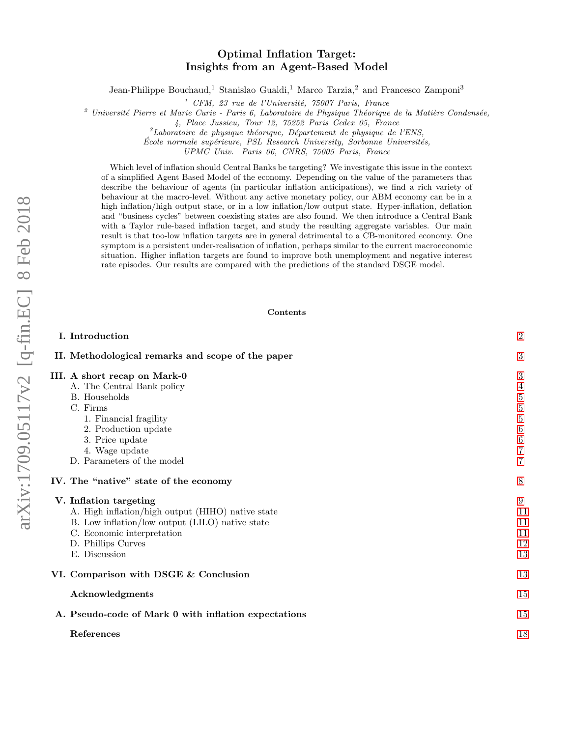# Optimal Inflation Target: Insights from an Agent-Based Model

Jean-Philippe Bouchaud,[1] Stanislao Gualdi,[1] Marco Tarzia,[2] and Francesco Zamponi[3]

[1] *CFM, 23 rue de l'Université, 75007 Paris, France*

[2] *Université Pierre et Marie Curie - Paris 6, Laboratoire de Physique Théorique de la Matière Condensée, 4, Place Jussieu, Tour 12, 75252 Paris Cedex 05, France*

[3] *Laboratoire de physique théorique, Département de physique de l'ENS, École normale supérieure, PSL Research University, Sorbonne Universités, UPMC Univ. Paris 06, CNRS, 75005 Paris, France*

Which level of inflation should Central Banks be targeting? We investigate this issue in the context of a simplified Agent Based Model of the economy. Depending on the value of the parameters that describe the behaviour of agents (in particular inflation anticipations), we find a rich variety of behaviour at the macro-level. Without any active monetary policy, our ABM economy can be in a high inflation/high output state, or in a low inflation/low output state. Hyper-inflation, deflation and "business cycles" between coexisting states are also found. We then introduce a Central Bank with a Taylor rule-based inflation target, and study the resulting aggregate variables. Our main result is that too-low inflation targets are in general detrimental to a CB-monitored economy. One symptom is a persistent under-realisation of inflation, perhaps similar to the current macroeconomic situation. Higher inflation targets are found to improve both unemployment and negative interest rate episodes. Our results are compared with the predictions of the standard DSGE model.

## Contents

- **I. Introduction** 2
- **II. Methodological remarks and scope of the paper** 3
- **III. A short recap on Mark-0** 3
  - A. The Central Bank policy 4
  - B. Households 5
  - C. Firms 5
    - 1. Financial fragility 5
    - 2. Production update 6
    - 3. Price update 6
    - 4. Wage update 7
  - D. Parameters of the model 7
- **IV. The "native" state of the economy** 8
- **V. Inflation targeting** 9
  - A. High inflation/high output (HIHO) native state 11
  - B. Low inflation/low output (LILO) native state 11
  - C. Economic interpretation 11
  - D. Phillips Curves 12
  - E. Discussion 13
- **VI. Comparison with DSGE & Conclusion** 13
- **Acknowledgments** 15
- **A. Pseudo-code of Mark 0 with inflation expectations** 15
- **References** 18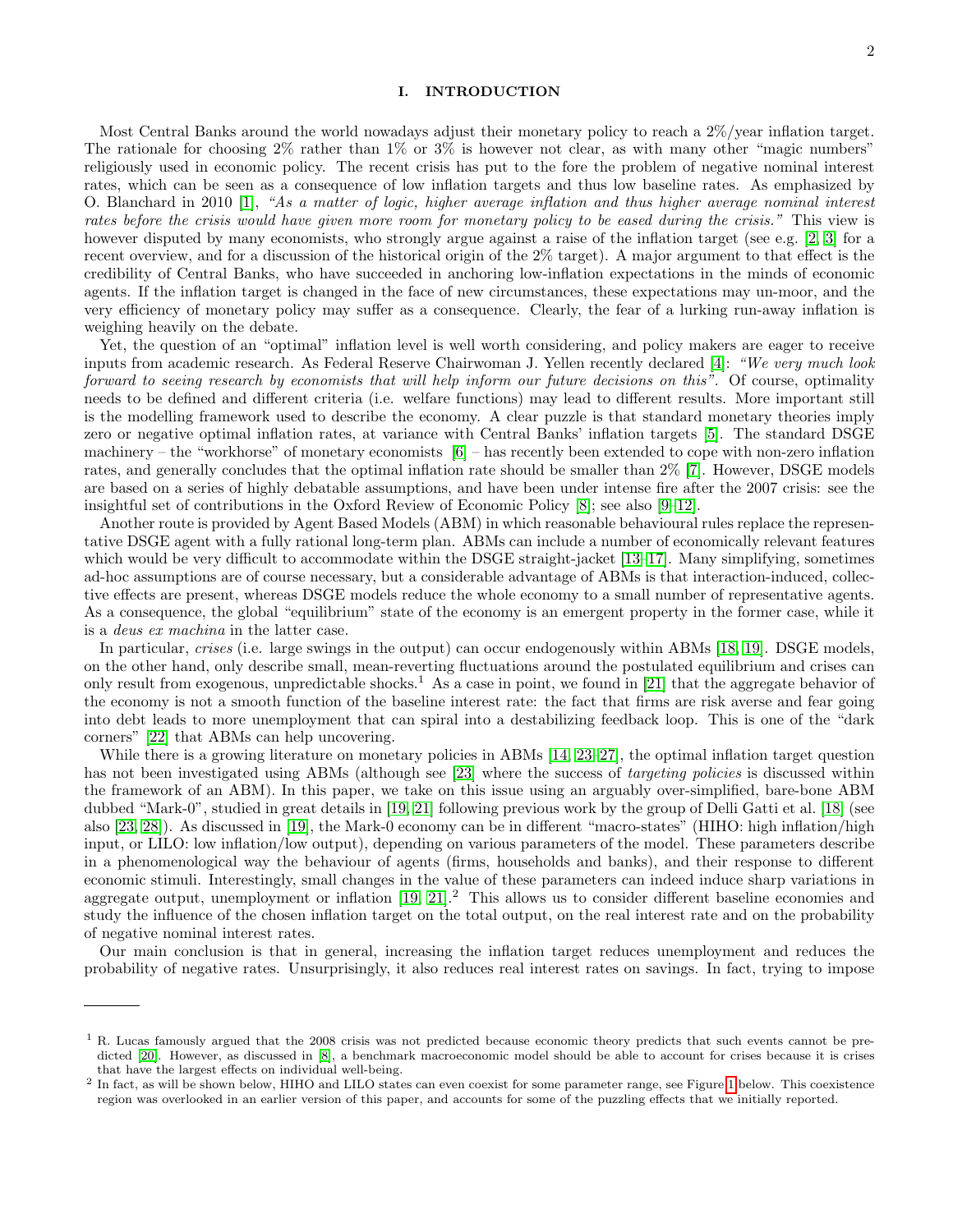## I. INTRODUCTION

Most Central Banks around the world nowadays adjust their monetary policy to reach a 2%/year inflation target. The rationale for choosing 2% rather than 1% or 3% is however not clear, as with many other "magic numbers" religiously used in economic policy. The recent crisis has put to the fore the problem of negative nominal interest rates, which can be seen as a consequence of low inflation targets and thus low baseline rates. As emphasized by O. Blanchard in 2010 [1], *"As a matter of logic, higher average inflation and thus higher average nominal interest rates before the crisis would have given more room for monetary policy to be eased during the crisis."* This view is however disputed by many economists, who strongly argue against a raise of the inflation target (see e.g. [2, 3] for a recent overview, and for a discussion of the historical origin of the 2% target). A major argument to that effect is the credibility of Central Banks, who have succeeded in anchoring low-inflation expectations in the minds of economic agents. If the inflation target is changed in the face of new circumstances, these expectations may un-moor, and the very efficiency of monetary policy may suffer as a consequence. Clearly, the fear of a lurking run-away inflation is weighing heavily on the debate.

Yet, the question of an "optimal" inflation level is well worth considering, and policy makers are eager to receive inputs from academic research. As Federal Reserve Chairwoman J. Yellen recently declared [4]: *"We very much look forward to seeing research by economists that will help inform our future decisions on this"*. Of course, optimality needs to be defined and different criteria (i.e. welfare functions) may lead to different results. More important still is the modelling framework used to describe the economy. A clear puzzle is that standard monetary theories imply zero or negative optimal inflation rates, at variance with Central Banks' inflation targets [5]. The standard DSGE machinery – the "workhorse" of monetary economists [6] – has recently been extended to cope with non-zero inflation rates, and generally concludes that the optimal inflation rate should be smaller than 2% [7]. However, DSGE models are based on a series of highly debatable assumptions, and have been under intense fire after the 2007 crisis: see the insightful set of contributions in the Oxford Review of Economic Policy [8]; see also [9–12].

Another route is provided by Agent Based Models (ABM) in which reasonable behavioural rules replace the representative DSGE agent with a fully rational long-term plan. ABMs can include a number of economically relevant features which would be very difficult to accommodate within the DSGE straight-jacket [13–17]. Many simplifying, sometimes ad-hoc assumptions are of course necessary, but a considerable advantage of ABMs is that interaction-induced, collective effects are present, whereas DSGE models reduce the whole economy to a small number of representative agents. As a consequence, the global "equilibrium" state of the economy is an emergent property in the former case, while it is a *deus ex machina* in the latter case.

In particular, *crises* (i.e. large swings in the output) can occur endogenously within ABMs [18, 19]. DSGE models, on the other hand, only describe small, mean-reverting fluctuations around the postulated equilibrium and crises can only result from exogenous, unpredictable shocks.[1] As a case in point, we found in [21] that the aggregate behavior of the economy is not a smooth function of the baseline interest rate: the fact that firms are risk averse and fear going into debt leads to more unemployment that can spiral into a destabilizing feedback loop. This is one of the "dark corners" [22] that ABMs can help uncovering.

While there is a growing literature on monetary policies in ABMs [14, 23–27], the optimal inflation target question has not been investigated using ABMs (although see [23] where the success of *targeting policies* is discussed within the framework of an ABM). In this paper, we take on this issue using an arguably over-simplified, bare-bone ABM dubbed "Mark-0", studied in great details in [19, 21] following previous work by the group of Delli Gatti et al. [18] (see also [23, 28]). As discussed in [19], the Mark-0 economy can be in different "macro-states" (HIHO: high inflation/high input, or LILO: low inflation/low output), depending on various parameters of the model. These parameters describe in a phenomenological way the behaviour of agents (firms, households and banks), and their response to different economic stimuli. Interestingly, small changes in the value of these parameters can indeed induce sharp variations in aggregate output, unemployment or inflation [19, 21].[2] This allows us to consider different baseline economies and study the influence of the chosen inflation target on the total output, on the real interest rate and on the probability of negative nominal interest rates.

Our main conclusion is that in general, increasing the inflation target reduces unemployment and reduces the probability of negative rates. Unsurprisingly, it also reduces real interest rates on savings. In fact, trying to impose

---

[1] R. Lucas famously argued that the 2008 crisis was not predicted because economic theory predicts that such events cannot be predicted [20]. However, as discussed in [8], a benchmark macroeconomic model should be able to account for crises because it is crises that have the largest effects on individual well-being.

[2] In fact, as will be shown below, HIHO and LILO states can even coexist for some parameter range, see Figure 1 below. This coexistence region was overlooked in an earlier version of this paper, and accounts for some of the puzzling effects that we initially reported.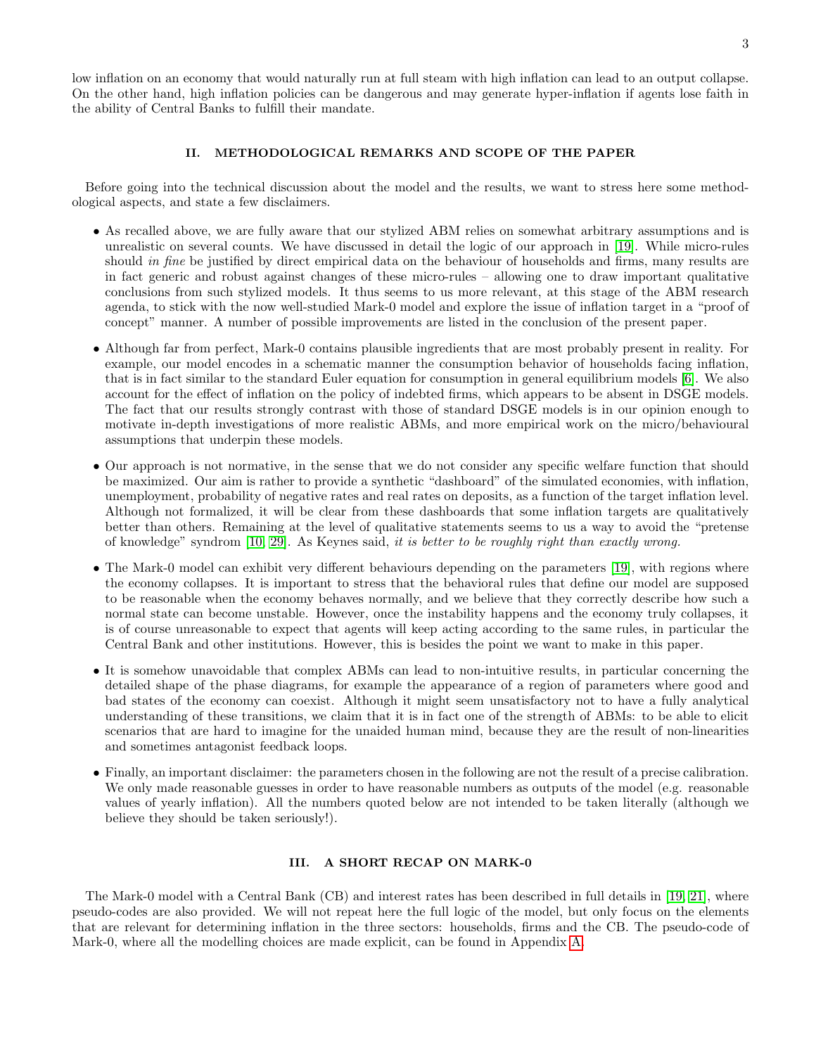low inflation on an economy that would naturally run at full steam with high inflation can lead to an output collapse. On the other hand, high inflation policies can be dangerous and may generate hyper-inflation if agents lose faith in the ability of Central Banks to fulfill their mandate.

## II. METHODOLOGICAL REMARKS AND SCOPE OF THE PAPER

Before going into the technical discussion about the model and the results, we want to stress here some methodological aspects, and state a few disclaimers.

- As recalled above, we are fully aware that our stylized ABM relies on somewhat arbitrary assumptions and is unrealistic on several counts. We have discussed in detail the logic of our approach in [19]. While micro-rules should *in fine* be justified by direct empirical data on the behaviour of households and firms, many results are in fact generic and robust against changes of these micro-rules – allowing one to draw important qualitative conclusions from such stylized models. It thus seems to us more relevant, at this stage of the ABM research agenda, to stick with the now well-studied Mark-0 model and explore the issue of inflation target in a "proof of concept" manner. A number of possible improvements are listed in the conclusion of the present paper.
- Although far from perfect, Mark-0 contains plausible ingredients that are most probably present in reality. For example, our model encodes in a schematic manner the consumption behavior of households facing inflation, that is in fact similar to the standard Euler equation for consumption in general equilibrium models [6]. We also account for the effect of inflation on the policy of indebted firms, which appears to be absent in DSGE models. The fact that our results strongly contrast with those of standard DSGE models is in our opinion enough to motivate in-depth investigations of more realistic ABMs, and more empirical work on the micro/behavioural assumptions that underpin these models.
- Our approach is not normative, in the sense that we do not consider any specific welfare function that should be maximized. Our aim is rather to provide a synthetic "dashboard" of the simulated economies, with inflation, unemployment, probability of negative rates and real rates on deposits, as a function of the target inflation level. Although not formalized, it will be clear from these dashboards that some inflation targets are qualitatively better than others. Remaining at the level of qualitative statements seems to us a way to avoid the "pretense of knowledge" syndrom [10, 29]. As Keynes said, *it is better to be roughly right than exactly wrong.*
- The Mark-0 model can exhibit very different behaviours depending on the parameters [19], with regions where the economy collapses. It is important to stress that the behavioral rules that define our model are supposed to be reasonable when the economy behaves normally, and we believe that they correctly describe how such a normal state can become unstable. However, once the instability happens and the economy truly collapses, it is of course unreasonable to expect that agents will keep acting according to the same rules, in particular the Central Bank and other institutions. However, this is besides the point we want to make in this paper.
- It is somehow unavoidable that complex ABMs can lead to non-intuitive results, in particular concerning the detailed shape of the phase diagrams, for example the appearance of a region of parameters where good and bad states of the economy can coexist. Although it might seem unsatisfactory not to have a fully analytical understanding of these transitions, we claim that it is in fact one of the strength of ABMs: to be able to elicit scenarios that are hard to imagine for the unaided human mind, because they are the result of non-linearities and sometimes antagonist feedback loops.
- Finally, an important disclaimer: the parameters chosen in the following are not the result of a precise calibration. We only made reasonable guesses in order to have reasonable numbers as outputs of the model (e.g. reasonable values of yearly inflation). All the numbers quoted below are not intended to be taken literally (although we believe they should be taken seriously!).

## III. A SHORT RECAP ON MARK-0

The Mark-0 model with a Central Bank (CB) and interest rates has been described in full details in [19, 21], where pseudo-codes are also provided. We will not repeat here the full logic of the model, but only focus on the elements that are relevant for determining inflation in the three sectors: households, firms and the CB. The pseudo-code of Mark-0, where all the modelling choices are made explicit, can be found in Appendix A.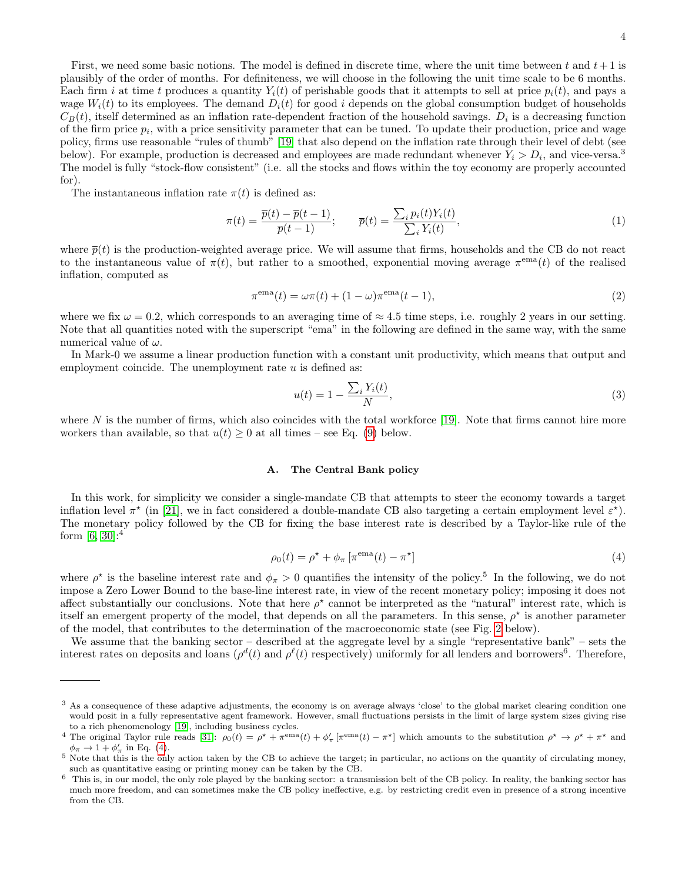First, we need some basic notions. The model is defined in discrete time, where the unit time between $t$ and $t+1$ is plausibly of the order of months. For definiteness, we will choose in the following the unit time scale to be 6 months. Each firm $i$ at time $t$ produces a quantity $Y_i(t)$ of perishable goods that it attempts to sell at price $p_i(t)$, and pays a wage $W_i(t)$ to its employees. The demand $D_i(t)$ for good $i$ depends on the global consumption budget of households $C_B(t)$, itself determined as an inflation rate-dependent fraction of the household savings. $D_i$ is a decreasing function of the firm price $p_i$, with a price sensitivity parameter that can be tuned. To update their production, price and wage policy, firms use reasonable "rules of thumb" [19] that also depend on the inflation rate through their level of debt (see below). For example, production is decreased and employees are made redundant whenever $Y_i > D_i$, and vice-versa.[3] The model is fully "stock-flow consistent" (i.e. all the stocks and flows within the toy economy are properly accounted for).

The instantaneous inflation rate $\pi(t)$ is defined as:

$$\pi(t) = \frac{\overline{p}(t) - \overline{p}(t-1)}{\overline{p}(t-1)}; \qquad \overline{p}(t) = \frac{\sum_i p_i(t) Y_i(t)}{\sum_i Y_i(t)}, \tag{1}$$

where $\overline{p}(t)$ is the production-weighted average price. We will assume that firms, households and the CB do not react to the instantaneous value of $\pi(t)$, but rather to a smoothed, exponential moving average $\pi^{\text{ema}}(t)$ of the realised inflation, computed as

$$\pi^{\text{ema}}(t) = \omega \pi(t) + (1-\omega)\pi^{\text{ema}}(t-1), \tag{2}$$

where we fix $\omega = 0.2$, which corresponds to an averaging time of $\approx 4.5$ time steps, i.e. roughly 2 years in our setting. Note that all quantities noted with the superscript "ema" in the following are defined in the same way, with the same numerical value of $\omega$.

In Mark-0 we assume a linear production function with a constant unit productivity, which means that output and employment coincide. The unemployment rate $u$ is defined as:

$$u(t) = 1 - \frac{\sum_i Y_i(t)}{N}, \tag{3}$$

where $N$ is the number of firms, which also coincides with the total workforce [19]. Note that firms cannot hire more workers than available, so that $u(t) \geq 0$ at all times – see Eq. (9) below.

### A. The Central Bank policy

In this work, for simplicity we consider a single-mandate CB that attempts to steer the economy towards a target inflation level $\pi^\star$ (in [21], we in fact considered a double-mandate CB also targeting a certain employment level $\varepsilon^\star$). The monetary policy followed by the CB for fixing the base interest rate is described by a Taylor-like rule of the form [6, 30]:[4]

$$\rho_0(t) = \rho^\star + \phi_\pi \left[\pi^{\text{ema}}(t) - \pi^\star\right] \tag{4}$$

where $\rho^\star$ is the baseline interest rate and $\phi_\pi > 0$ quantifies the intensity of the policy.[5] In the following, we do not impose a Zero Lower Bound to the base-line interest rate, in view of the recent monetary policy; imposing it does not affect substantially our conclusions. Note that here $\rho^\star$ cannot be interpreted as the "natural" interest rate, which is itself an emergent property of the model, that depends on all the parameters. In this sense, $\rho^\star$ is another parameter of the model, that contributes to the determination of the macroeconomic state (see Fig. 2 below).

We assume that the banking sector – described at the aggregate level by a single "representative bank" – sets the interest rates on deposits and loans ($\rho^d(t)$ and $\rho^\ell(t)$ respectively) uniformly for all lenders and borrowers[6]. Therefore,

---

[3] As a consequence of these adaptive adjustments, the economy is on average always 'close' to the global market clearing condition one would posit in a fully representative agent framework. However, small fluctuations persists in the limit of large system sizes giving rise to a rich phenomenology [19], including business cycles.

[4] The original Taylor rule reads [31]: $\rho_0(t) = \rho^\star + \pi^{\text{ema}}(t) + \phi'_\pi \left[\pi^{\text{ema}}(t) - \pi^\star\right]$ which amounts to the substitution $\rho^\star \to \rho^\star + \pi^\star$ and $\phi_\pi \to 1 + \phi'_\pi$ in Eq. (4).

[5] Note that this is the only action taken by the CB to achieve the target; in particular, no actions on the quantity of circulating money, such as quantitative easing or printing money can be taken by the CB.

[6] This is, in our model, the only role played by the banking sector: a transmission belt of the CB policy. In reality, the banking sector has much more freedom, and can sometimes make the CB policy ineffective, e.g. by restricting credit even in presence of a strong incentive from the CB.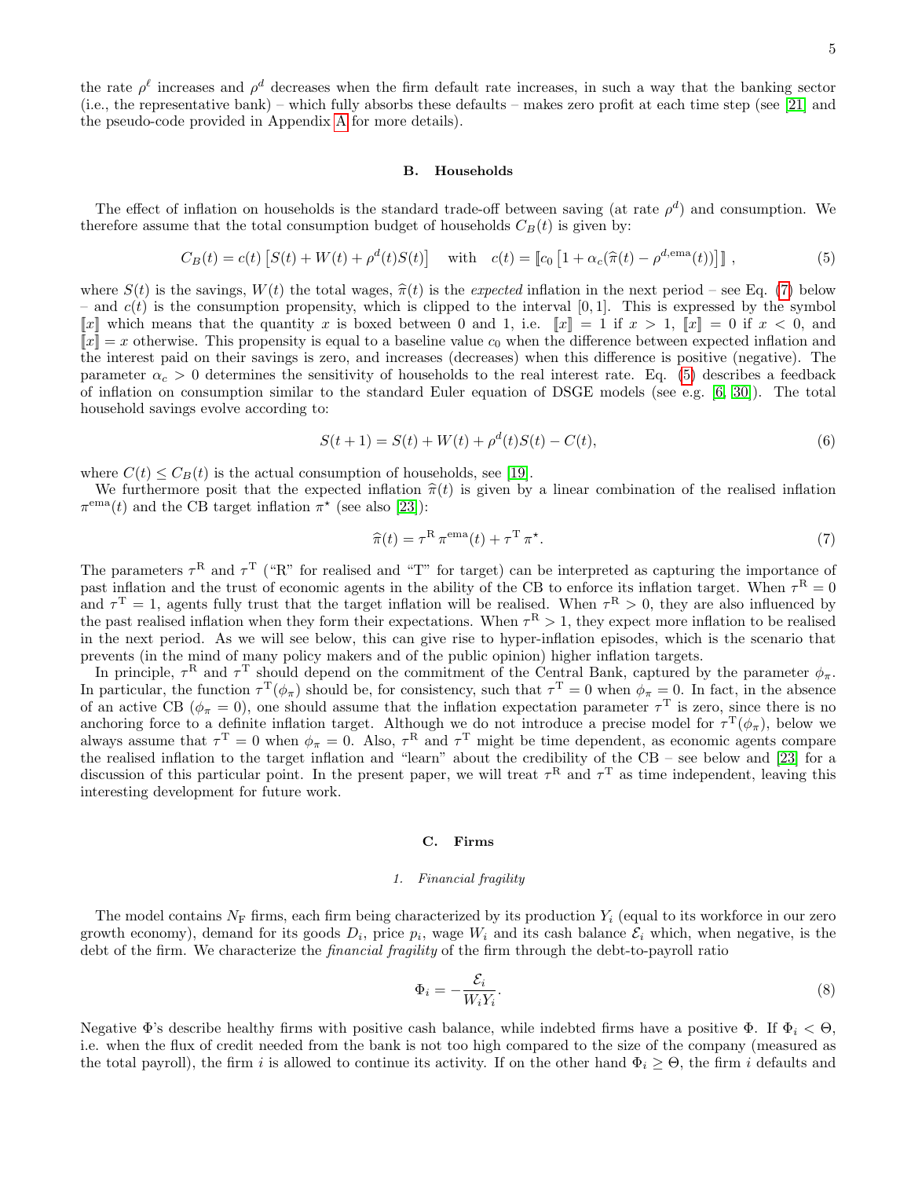the rate $\rho^\ell$ increases and $\rho^d$ decreases when the firm default rate increases, in such a way that the banking sector (i.e., the representative bank) – which fully absorbs these defaults – makes zero profit at each time step (see [21] and the pseudo-code provided in Appendix A for more details).

### B. Households

The effect of inflation on households is the standard trade-off between saving (at rate $\rho^d$) and consumption. We therefore assume that the total consumption budget of households $C_B(t)$ is given by:

$$C_B(t) = c(t)\left[S(t) + W(t) + \rho^d(t)S(t)\right] \quad \text{with} \quad c(t) = \llbracket c_0\left[1 + \alpha_c(\widehat{\pi}(t) - \rho^{d,\text{ema}}(t))\right]\rrbracket\,, \tag{5}$$

where $S(t)$ is the savings, $W(t)$ the total wages, $\widehat{\pi}(t)$ is the *expected* inflation in the next period – see Eq. (7) below – and $c(t)$ is the consumption propensity, which is clipped to the interval $[0,1]$. This is expressed by the symbol $\llbracket x \rrbracket$ which means that the quantity $x$ is boxed between 0 and 1, i.e. $\llbracket x \rrbracket = 1$ if $x > 1$, $\llbracket x \rrbracket = 0$ if $x < 0$, and $\llbracket x \rrbracket = x$ otherwise. This propensity is equal to a baseline value $c_0$ when the difference between expected inflation and the interest paid on their savings is zero, and increases (decreases) when this difference is positive (negative). The parameter $\alpha_c > 0$ determines the sensitivity of households to the real interest rate. Eq. (5) describes a feedback of inflation on consumption similar to the standard Euler equation of DSGE models (see e.g. [6, 30]). The total household savings evolve according to:

$$S(t+1) = S(t) + W(t) + \rho^d(t)S(t) - C(t), \tag{6}$$

where $C(t) \le C_B(t)$ is the actual consumption of households, see [19].

We furthermore posit that the expected inflation $\widehat{\pi}(t)$ is given by a linear combination of the realised inflation $\pi^{\text{ema}}(t)$ and the CB target inflation $\pi^\star$ (see also [23]):

$$\widehat{\pi}(t) = \tau^{\text{R}}\,\pi^{\text{ema}}(t) + \tau^{\text{T}}\,\pi^\star. \tag{7}$$

The parameters $\tau^{\text{R}}$ and $\tau^{\text{T}}$ ("R" for realised and "T" for target) can be interpreted as capturing the importance of past inflation and the trust of economic agents in the ability of the CB to enforce its inflation target. When $\tau^{\text{R}} = 0$ and $\tau^{\text{T}} = 1$, agents fully trust that the target inflation will be realised. When $\tau^{\text{R}} > 0$, they are also influenced by the past realised inflation when they form their expectations. When $\tau^{\text{R}} > 1$, they expect more inflation to be realised in the next period. As we will see below, this can give rise to hyper-inflation episodes, which is the scenario that prevents (in the mind of many policy makers and of the public opinion) higher inflation targets.

In principle, $\tau^{\text{R}}$ and $\tau^{\text{T}}$ should depend on the commitment of the Central Bank, captured by the parameter $\phi_\pi$. In particular, the function $\tau^{\text{T}}(\phi_\pi)$ should be, for consistency, such that $\tau^{\text{T}} = 0$ when $\phi_\pi = 0$. In fact, in the absence of an active CB ($\phi_\pi = 0$), one should assume that the inflation expectation parameter $\tau^{\text{T}}$ is zero, since there is no anchoring force to a definite inflation target. Although we do not introduce a precise model for $\tau^{\text{T}}(\phi_\pi)$, below we always assume that $\tau^{\text{T}} = 0$ when $\phi_\pi = 0$. Also, $\tau^{\text{R}}$ and $\tau^{\text{T}}$ might be time dependent, as economic agents compare the realised inflation to the target inflation and "learn" about the credibility of the CB – see below and [23] for a discussion of this particular point. In the present paper, we will treat $\tau^{\text{R}}$ and $\tau^{\text{T}}$ as time independent, leaving this interesting development for future work.

### C. Firms

#### 1. Financial fragility

The model contains $N_{\text{F}}$ firms, each firm being characterized by its production $Y_i$ (equal to its workforce in our zero growth economy), demand for its goods $D_i$, price $p_i$, wage $W_i$ and its cash balance $\mathcal{E}_i$ which, when negative, is the debt of the firm. We characterize the *financial fragility* of the firm through the debt-to-payroll ratio

$$\Phi_i = -\frac{\mathcal{E}_i}{W_i Y_i}. \tag{8}$$

Negative $\Phi$'s describe healthy firms with positive cash balance, while indebted firms have a positive $\Phi$. If $\Phi_i < \Theta$, i.e. when the flux of credit needed from the bank is not too high compared to the size of the company (measured as the total payroll), the firm $i$ is allowed to continue its activity. If on the other hand $\Phi_i \ge \Theta$, the firm $i$ defaults and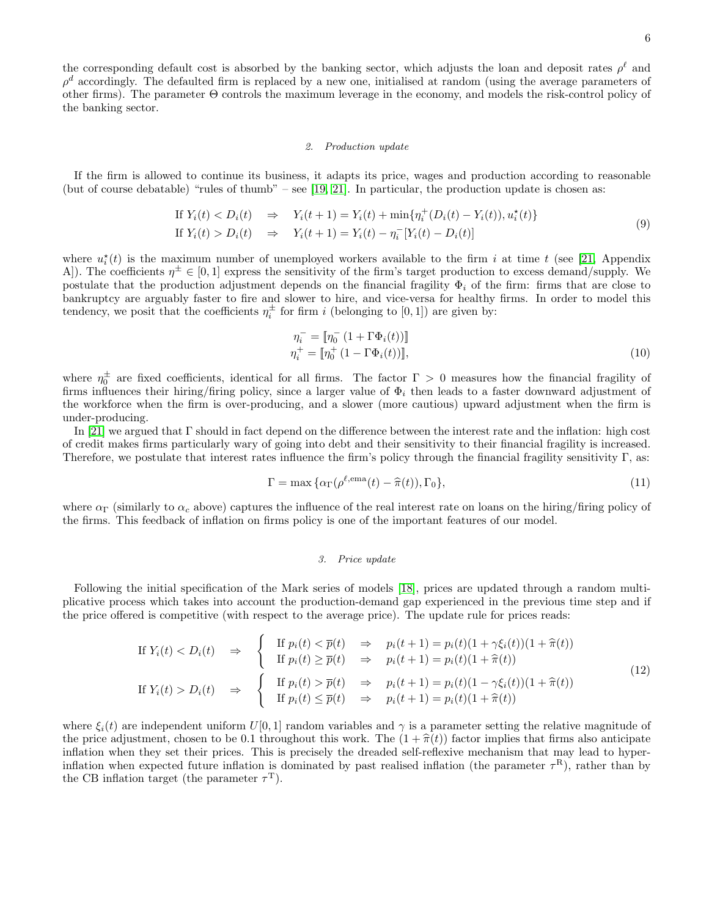the corresponding default cost is absorbed by the banking sector, which adjusts the loan and deposit rates $\rho^\ell$ and $\rho^d$ accordingly. The defaulted firm is replaced by a new one, initialised at random (using the average parameters of other firms). The parameter $\Theta$ controls the maximum leverage in the economy, and models the risk-control policy of the banking sector.

### 2. Production update

If the firm is allowed to continue its business, it adapts its price, wages and production according to reasonable (but of course debatable) "rules of thumb" – see [19, 21]. In particular, the production update is chosen as:

$$
\begin{aligned}
&\text{If } Y_i(t) < D_i(t) \quad \Rightarrow \quad Y_i(t+1) = Y_i(t) + \min\{\eta_i^+(D_i(t) - Y_i(t)), u_i^\star(t)\} \\
&\text{If } Y_i(t) > D_i(t) \quad \Rightarrow \quad Y_i(t+1) = Y_i(t) - \eta_i^-[Y_i(t) - D_i(t)]
\end{aligned}
\tag{9}
$$

where $u_i^\star(t)$ is the maximum number of unemployed workers available to the firm $i$ at time $t$ (see [21, Appendix A]). The coefficients $\eta^\pm \in [0,1]$ express the sensitivity of the firm's target production to excess demand/supply. We postulate that the production adjustment depends on the financial fragility $\Phi_i$ of the firm: firms that are close to bankruptcy are arguably faster to fire and slower to hire, and vice-versa for healthy firms. In order to model this tendency, we posit that the coefficients $\eta_i^\pm$ for firm $i$ (belonging to $[0,1]$) are given by:

$$
\begin{aligned}
\eta_i^- &= [\![\eta_0^- \left(1 + \Gamma \Phi_i(t)\right)]\!] \\
\eta_i^+ &= [\![\eta_0^+ \left(1 - \Gamma \Phi_i(t)\right)]\!],
\end{aligned}
\tag{10}
$$

where $\eta_0^\pm$ are fixed coefficients, identical for all firms. The factor $\Gamma > 0$ measures how the financial fragility of firms influences their hiring/firing policy, since a larger value of $\Phi_i$ then leads to a faster downward adjustment of the workforce when the firm is over-producing, and a slower (more cautious) upward adjustment when the firm is under-producing.

In [21] we argued that $\Gamma$ should in fact depend on the difference between the interest rate and the inflation: high cost of credit makes firms particularly wary of going into debt and their sensitivity to their financial fragility is increased. Therefore, we postulate that interest rates influence the firm's policy through the financial fragility sensitivity $\Gamma$, as:

$$
\Gamma = \max\{\alpha_\Gamma(\rho^{\ell,\text{ema}}(t) - \widehat{\pi}(t)), \Gamma_0\},
\tag{11}
$$

where $\alpha_\Gamma$ (similarly to $\alpha_c$ above) captures the influence of the real interest rate on loans on the hiring/firing policy of the firms. This feedback of inflation on firms policy is one of the important features of our model.

### 3. Price update

Following the initial specification of the Mark series of models [18], prices are updated through a random multiplicative process which takes into account the production-demand gap experienced in the previous time step and if the price offered is competitive (with respect to the average price). The update rule for prices reads:

$$
\begin{aligned}
&\text{If } Y_i(t) < D_i(t) \quad \Rightarrow \quad \begin{cases} \text{If } p_i(t) < \overline{p}(t) \quad \Rightarrow \quad p_i(t+1) = p_i(t)(1 + \gamma \xi_i(t))(1 + \widehat{\pi}(t)) \\ \text{If } p_i(t) \geq \overline{p}(t) \quad \Rightarrow \quad p_i(t+1) = p_i(t)(1 + \widehat{\pi}(t)) \end{cases} \\
&\text{If } Y_i(t) > D_i(t) \quad \Rightarrow \quad \begin{cases} \text{If } p_i(t) > \overline{p}(t) \quad \Rightarrow \quad p_i(t+1) = p_i(t)(1 - \gamma \xi_i(t))(1 + \widehat{\pi}(t)) \\ \text{If } p_i(t) \leq \overline{p}(t) \quad \Rightarrow \quad p_i(t+1) = p_i(t)(1 + \widehat{\pi}(t)) \end{cases}
\end{aligned}
\tag{12}
$$

where $\xi_i(t)$ are independent uniform $U[0,1]$ random variables and $\gamma$ is a parameter setting the relative magnitude of the price adjustment, chosen to be 0.1 throughout this work. The $(1 + \widehat{\pi}(t))$ factor implies that firms also anticipate inflation when they set their prices. This is precisely the dreaded self-reflexive mechanism that may lead to hyper-inflation when expected future inflation is dominated by past realised inflation (the parameter $\tau^{\text{R}}$), rather than by the CB inflation target (the parameter $\tau^{\text{T}}$).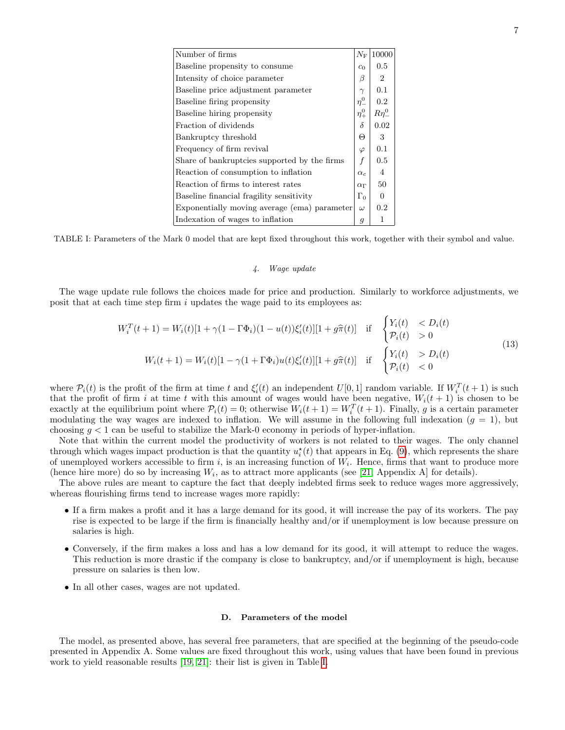| Number of firms | $N_{\rm F}$ | 10000 |
|---|---|---|
| Baseline propensity to consume | $c_0$ | 0.5 |
| Intensity of choice parameter | $\beta$ | 2 |
| Baseline price adjustment parameter | $\gamma$ | 0.1 |
| Baseline firing propensity | $\eta_-^0$ | 0.2 |
| Baseline hiring propensity | $\eta_+^0$ | $R\eta_-^0$ |
| Fraction of dividends | $\delta$ | 0.02 |
| Bankruptcy threshold | $\Theta$ | 3 |
| Frequency of firm revival | $\varphi$ | 0.1 |
| Share of bankruptcies supported by the firms | $f$ | 0.5 |
| Reaction of consumption to inflation | $\alpha_c$ | 4 |
| Reaction of firms to interest rates | $\alpha_\Gamma$ | 50 |
| Baseline financial fragility sensitivity | $\Gamma_0$ | 0 |
| Exponentially moving average (ema) parameter | $\omega$ | 0.2 |
| Indexation of wages to inflation | $g$ | 1 |

TABLE I: Parameters of the Mark 0 model that are kept fixed throughout this work, together with their symbol and value.

#### 4. Wage update

The wage update rule follows the choices made for price and production. Similarly to workforce adjustments, we posit that at each time step firm $i$ updates the wage paid to its employees as:

$$
\begin{aligned}
W_i^T(t+1) &= W_i(t)[1+\gamma(1-\Gamma\Phi_i)(1-u(t))\xi_i'(t)][1+g\widehat{\pi}(t)] \quad \text{if} \quad \begin{cases} Y_i(t) & < D_i(t) \\ \mathcal{P}_i(t) & > 0 \end{cases} \\
W_i(t+1) &= W_i(t)[1-\gamma(1+\Gamma\Phi_i)u(t)\xi_i'(t)][1+g\widehat{\pi}(t)] \quad \text{if} \quad \begin{cases} Y_i(t) & > D_i(t) \\ \mathcal{P}_i(t) & < 0 \end{cases}
\end{aligned}
\tag{13}
$$

where $\mathcal{P}_i(t)$ is the profit of the firm at time $t$ and $\xi_i'(t)$ an independent $U[0,1]$ random variable. If $W_i^T(t+1)$ is such that the profit of firm $i$ at time $t$ with this amount of wages would have been negative, $W_i(t+1)$ is chosen to be exactly at the equilibrium point where $\mathcal{P}_i(t) = 0$; otherwise $W_i(t+1) = W_i^T(t+1)$. Finally, $g$ is a certain parameter modulating the way wages are indexed to inflation. We will assume in the following full indexation ($g = 1$), but choosing $g < 1$ can be useful to stabilize the Mark-0 economy in periods of hyper-inflation.

Note that within the current model the productivity of workers is not related to their wages. The only channel through which wages impact production is that the quantity $u_i^\star(t)$ that appears in Eq. (9), which represents the share of unemployed workers accessible to firm $i$, is an increasing function of $W_i$. Hence, firms that want to produce more (hence hire more) do so by increasing $W_i$, as to attract more applicants (see [21, Appendix A] for details).

The above rules are meant to capture the fact that deeply indebted firms seek to reduce wages more aggressively, whereas flourishing firms tend to increase wages more rapidly:

- If a firm makes a profit and it has a large demand for its good, it will increase the pay of its workers. The pay rise is expected to be large if the firm is financially healthy and/or if unemployment is low because pressure on salaries is high.
- Conversely, if the firm makes a loss and has a low demand for its good, it will attempt to reduce the wages. This reduction is more drastic if the company is close to bankruptcy, and/or if unemployment is high, because pressure on salaries is then low.
- In all other cases, wages are not updated.

### D. Parameters of the model

The model, as presented above, has several free parameters, that are specified at the beginning of the pseudo-code presented in Appendix A. Some values are fixed throughout this work, using values that have been found in previous work to yield reasonable results [19, 21]: their list is given in Table I.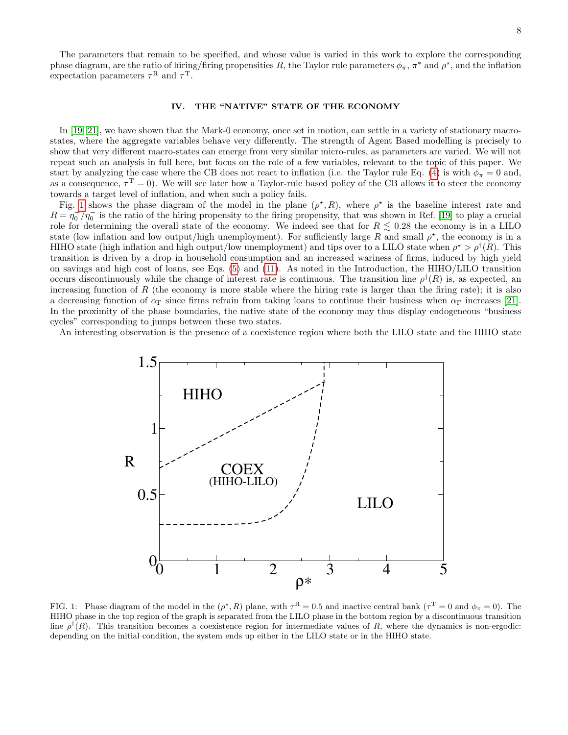The parameters that remain to be specified, and whose value is varied in this work to explore the corresponding phase diagram, are the ratio of hiring/firing propensities $R$, the Taylor rule parameters $\phi_\pi$, $\pi^*$ and $\rho^\star$, and the inflation expectation parameters $\tau^{\rm R}$ and $\tau^{\rm T}$.

## IV. THE "NATIVE" STATE OF THE ECONOMY

In [19, 21], we have shown that the Mark-0 economy, once set in motion, can settle in a variety of stationary macro-states, where the aggregate variables behave very differently. The strength of Agent Based modelling is precisely to show that very different macro-states can emerge from very similar micro-rules, as parameters are varied. We will not repeat such an analysis in full here, but focus on the role of a few variables, relevant to the topic of this paper. We start by analyzing the case where the CB does not react to inflation (i.e. the Taylor rule Eq. (4) is with $\phi_\pi = 0$ and, as a consequence, $\tau^{\rm T} = 0$). We will see later how a Taylor-rule based policy of the CB allows it to steer the economy towards a target level of inflation, and when such a policy fails.

Fig. 1 shows the phase diagram of the model in the plane $(\rho^\star, R)$, where $\rho^\star$ is the baseline interest rate and $R = \eta_0^+/\eta_0^-$ is the ratio of the hiring propensity to the firing propensity, that was shown in Ref. [19] to play a crucial role for determining the overall state of the economy. We indeed see that for $R \lesssim 0.28$ the economy is in a LILO state (low inflation and low output/high unemployment). For sufficiently large $R$ and small $\rho^\star$, the economy is in a HIHO state (high inflation and high output/low unemployment) and tips over to a LILO state when $\rho^\star > \rho^\dagger(R)$. This transition is driven by a drop in household consumption and an increased wariness of firms, induced by high yield on savings and high cost of loans, see Eqs. (5) and (11). As noted in the Introduction, the HIHO/LILO transition occurs discontinuously while the change of interest rate is continuous. The transition line $\rho^\dagger(R)$ is, as expected, an increasing function of $R$ (the economy is more stable where the hiring rate is larger than the firing rate); it is also a decreasing function of $\alpha_\Gamma$ since firms refrain from taking loans to continue their business when $\alpha_\Gamma$ increases [21]. In the proximity of the phase boundaries, the native state of the economy may thus display endogeneous "business cycles" corresponding to jumps between these two states.

An interesting observation is the presence of a coexistence region where both the LILO state and the HIHO state

FIG. 1: Phase diagram of the model in the $(\rho^\star, R)$ plane, with $\tau^{\rm R} = 0.5$ and inactive central bank ($\tau^{\rm T} = 0$ and $\phi_\pi = 0$). The HIHO phase in the top region of the graph is separated from the LILO phase in the bottom region by a discontinuous transition line $\rho^\dagger(R)$. This transition becomes a coexistence region for intermediate values of $R$, where the dynamics is non-ergodic: depending on the initial condition, the system ends up either in the LILO state or in the HIHO state.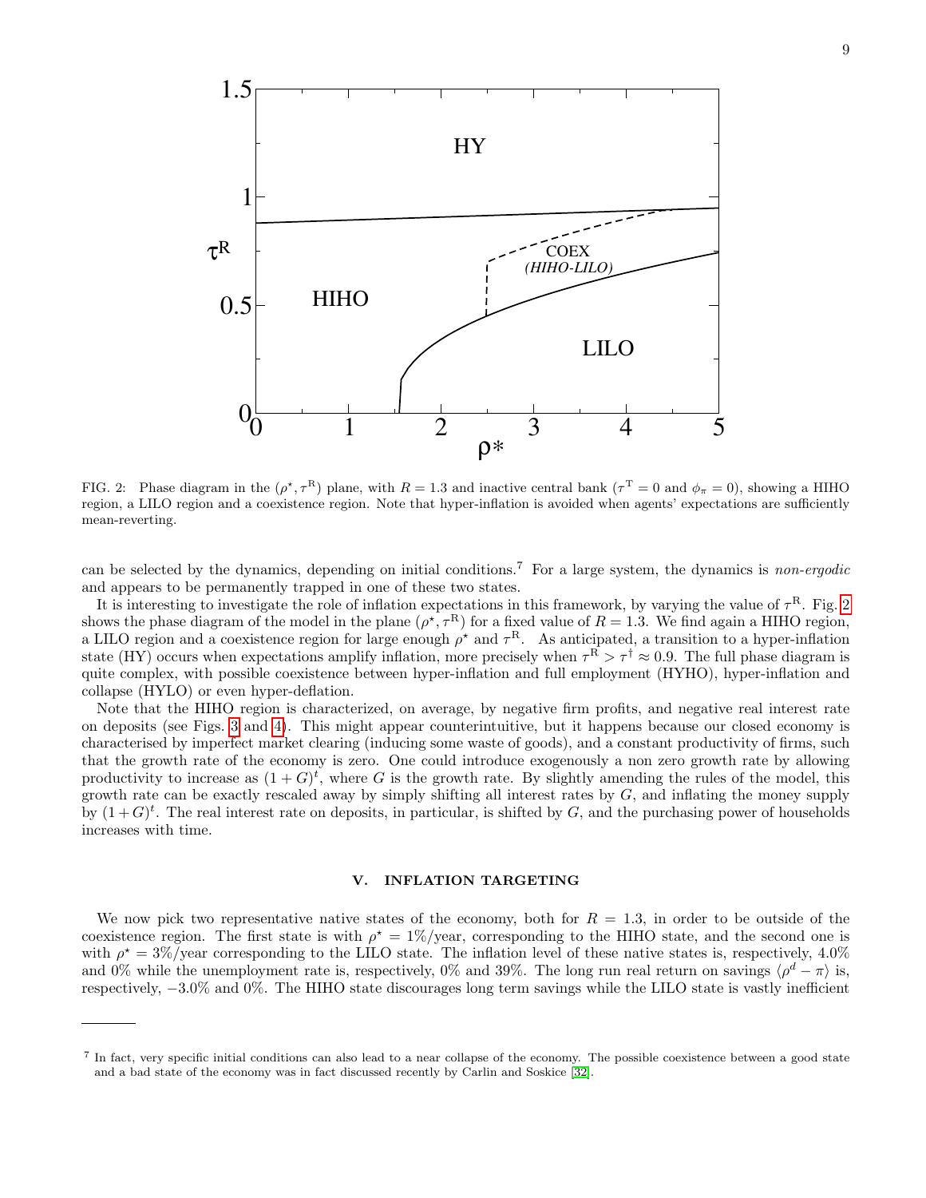FIG. 2: Phase diagram in the $(\rho^\star, \tau^{\rm R})$ plane, with $R = 1.3$ and inactive central bank ($\tau^{\rm T} = 0$ and $\phi_\pi = 0$), showing a HIHO region, a LILO region and a coexistence region. Note that hyper-inflation is avoided when agents' expectations are sufficiently mean-reverting.

can be selected by the dynamics, depending on initial conditions.[7] For a large system, the dynamics is *non-ergodic* and appears to be permanently trapped in one of these two states.

It is interesting to investigate the role of inflation expectations in this framework, by varying the value of $\tau^{\rm R}$. Fig. 2 shows the phase diagram of the model in the plane $(\rho^\star, \tau^{\rm R})$ for a fixed value of $R = 1.3$. We find again a HIHO region, a LILO region and a coexistence region for large enough $\rho^\star$ and $\tau^{\rm R}$. As anticipated, a transition to a hyper-inflation state (HY) occurs when expectations amplify inflation, more precisely when $\tau^{\rm R} > \tau^\dagger \approx 0.9$. The full phase diagram is quite complex, with possible coexistence between hyper-inflation and full employment (HYHO), hyper-inflation and collapse (HYLO) or even hyper-deflation.

Note that the HIHO region is characterized, on average, by negative firm profits, and negative real interest rate on deposits (see Figs. 3 and 4). This might appear counterintuitive, but it happens because our closed economy is characterised by imperfect market clearing (inducing some waste of goods), and a constant productivity of firms, such that the growth rate of the economy is zero. One could introduce exogenously a non zero growth rate by allowing productivity to increase as $(1 + G)^t$, where $G$ is the growth rate. By slightly amending the rules of the model, this growth rate can be exactly rescaled away by simply shifting all interest rates by $G$, and inflating the money supply by $(1 + G)^t$. The real interest rate on deposits, in particular, is shifted by $G$, and the purchasing power of households increases with time.

## V. INFLATION TARGETING

We now pick two representative native states of the economy, both for $R = 1.3$, in order to be outside of the coexistence region. The first state is with $\rho^\star = 1\%$/year, corresponding to the HIHO state, and the second one is with $\rho^\star = 3\%$/year corresponding to the LILO state. The inflation level of these native states is, respectively, 4.0% and 0% while the unemployment rate is, respectively, 0% and 39%. The long run real return on savings $\langle \rho^d - \pi \rangle$ is, respectively, $-3.0\%$ and 0%. The HIHO state discourages long term savings while the LILO state is vastly inefficient

[7] In fact, very specific initial conditions can also lead to a near collapse of the economy. The possible coexistence between a good state and a bad state of the economy was in fact discussed recently by Carlin and Soskice [32].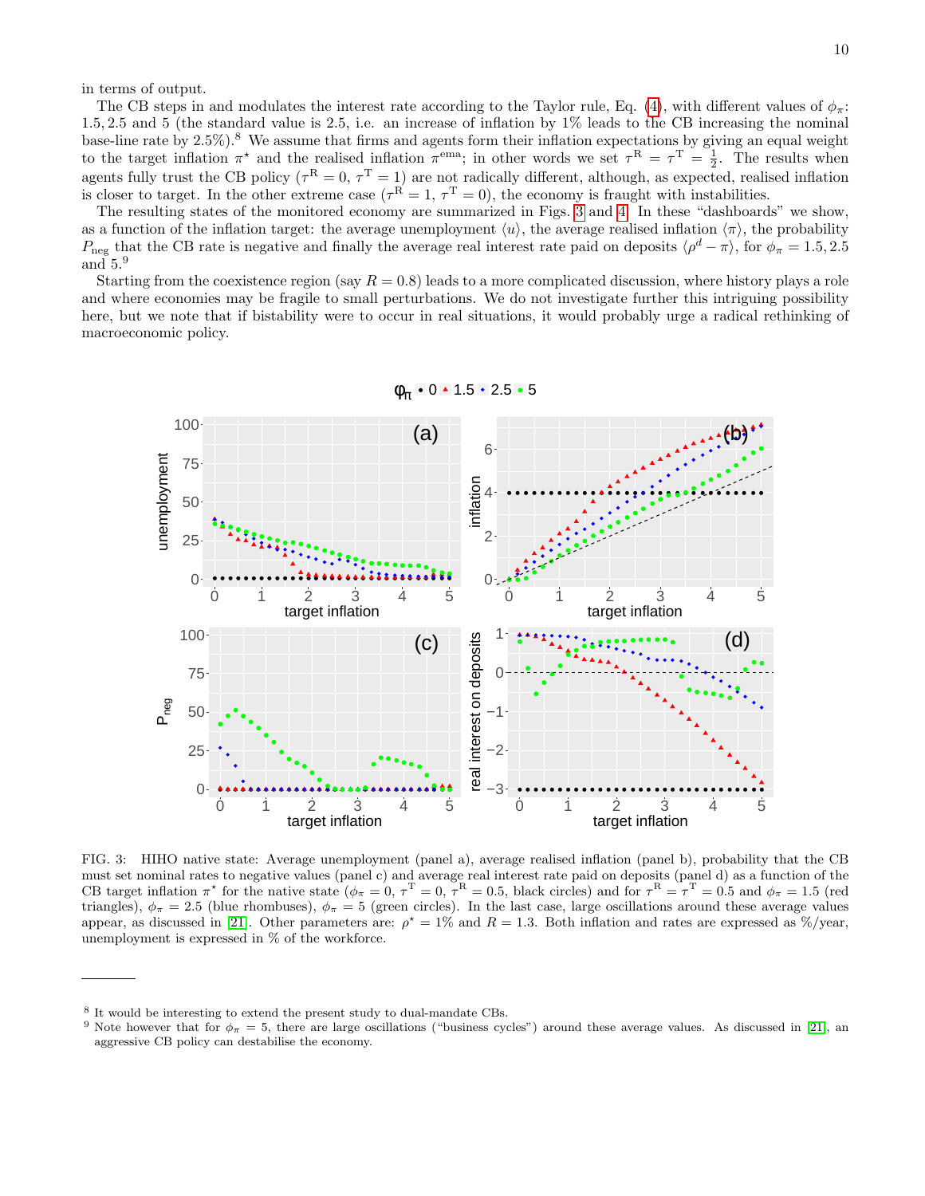in terms of output.

The CB steps in and modulates the interest rate according to the Taylor rule, Eq. (4), with different values of $\phi_\pi$: 1.5, 2.5 and 5 (the standard value is 2.5, i.e. an increase of inflation by 1% leads to the CB increasing the nominal base-line rate by 2.5%).[8] We assume that firms and agents form their inflation expectations by giving an equal weight to the target inflation $\pi^\star$ and the realised inflation $\pi^{\rm ema}$; in other words we set $\tau^{\rm R} = \tau^{\rm T} = \frac{1}{2}$. The results when agents fully trust the CB policy ($\tau^{\rm R} = 0$, $\tau^{\rm T} = 1$) are not radically different, although, as expected, realised inflation is closer to target. In the other extreme case ($\tau^{\rm R} = 1$, $\tau^{\rm T} = 0$), the economy is fraught with instabilities.

The resulting states of the monitored economy are summarized in Figs. 3 and 4. In these "dashboards" we show, as a function of the inflation target: the average unemployment $\langle u \rangle$, the average realised inflation $\langle \pi \rangle$, the probability $P_{\rm neg}$ that the CB rate is negative and finally the average real interest rate paid on deposits $\langle \rho^d - \pi \rangle$, for $\phi_\pi = 1.5, 2.5$ and 5.[9]

Starting from the coexistence region (say $R = 0.8$) leads to a more complicated discussion, where history plays a role and where economies may be fragile to small perturbations. We do not investigate further this intriguing possibility here, but we note that if bistability were to occur in real situations, it would probably urge a radical rethinking of macroeconomic policy.

FIG. 3: HIHO native state: Average unemployment (panel a), average realised inflation (panel b), probability that the CB must set nominal rates to negative values (panel c) and average real interest rate paid on deposits (panel d) as a function of the CB target inflation $\pi^\star$ for the native state ($\phi_\pi = 0$, $\tau^{\rm T} = 0$, $\tau^{\rm R} = 0.5$, black circles) and for $\tau^{\rm R} = \tau^{\rm T} = 0.5$ and $\phi_\pi = 1.5$ (red triangles), $\phi_\pi = 2.5$ (blue rhombuses), $\phi_\pi = 5$ (green circles). In the last case, large oscillations around these average values appear, as discussed in [21]. Other parameters are: $\rho^\star = 1\%$ and $R = 1.3$. Both inflation and rates are expressed as %/year, unemployment is expressed in % of the workforce.

---

[8] It would be interesting to extend the present study to dual-mandate CBs.

[9] Note however that for $\phi_\pi = 5$, there are large oscillations ("business cycles") around these average values. As discussed in [21], an aggressive CB policy can destabilise the economy.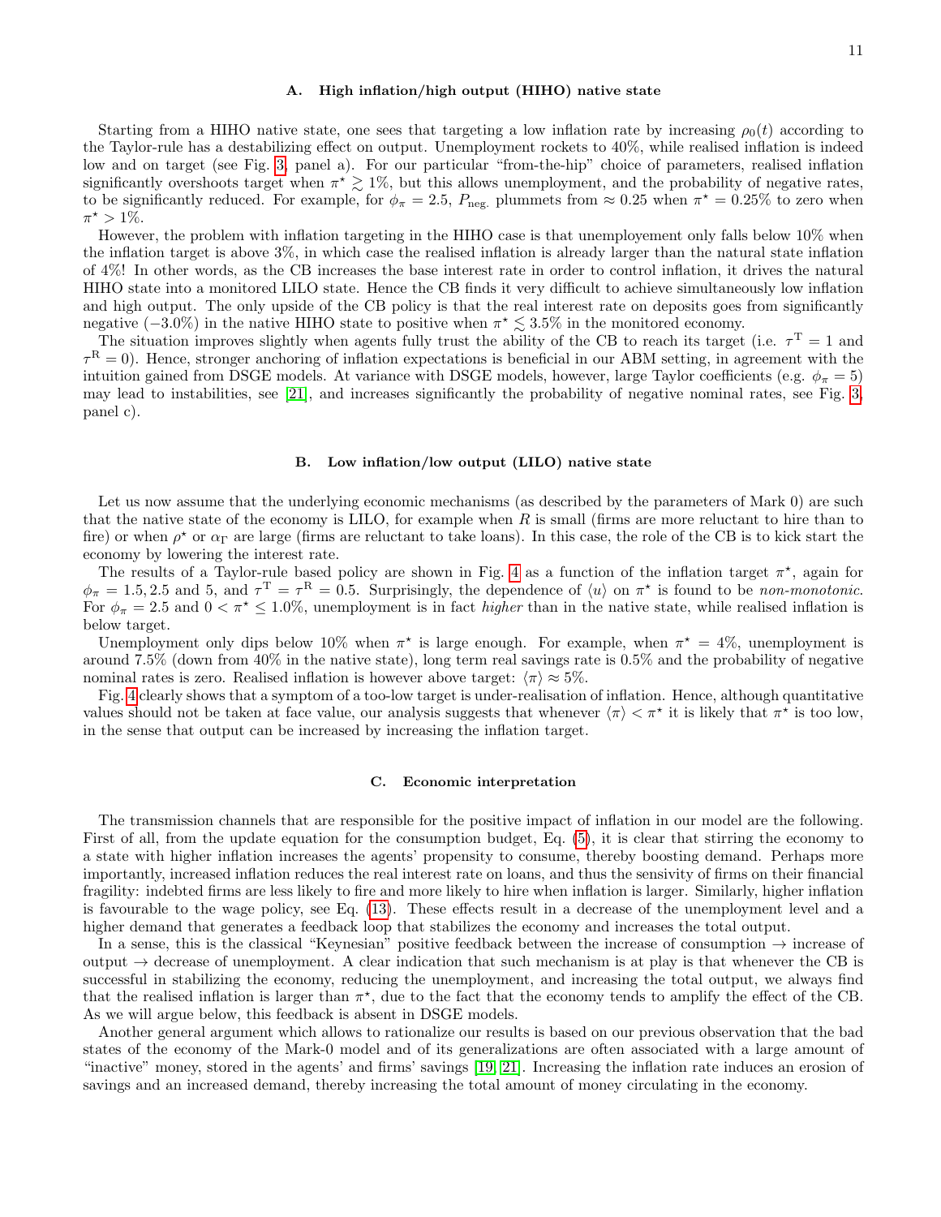### A. High inflation/high output (HIHO) native state

Starting from a HIHO native state, one sees that targeting a low inflation rate by increasing $\rho_0(t)$ according to the Taylor-rule has a destabilizing effect on output. Unemployment rockets to 40%, while realised inflation is indeed low and on target (see Fig. 3, panel a). For our particular "from-the-hip" choice of parameters, realised inflation significantly overshoots target when $\pi^\star \gtrsim 1\%$, but this allows unemployment, and the probability of negative rates, to be significantly reduced. For example, for $\phi_\pi = 2.5$, $P_{\text{neg.}}$ plummets from $\approx 0.25$ when $\pi^\star = 0.25\%$ to zero when $\pi^\star > 1\%$.

However, the problem with inflation targeting in the HIHO case is that unemployement only falls below 10% when the inflation target is above 3%, in which case the realised inflation is already larger than the natural state inflation of 4%! In other words, as the CB increases the base interest rate in order to control inflation, it drives the natural HIHO state into a monitored LILO state. Hence the CB finds it very difficult to achieve simultaneously low inflation and high output. The only upside of the CB policy is that the real interest rate on deposits goes from significantly negative ($-3.0\%$) in the native HIHO state to positive when $\pi^\star \lesssim 3.5\%$ in the monitored economy.

The situation improves slightly when agents fully trust the ability of the CB to reach its target (i.e. $\tau^{\text{T}} = 1$ and $\tau^{\text{R}} = 0$). Hence, stronger anchoring of inflation expectations is beneficial in our ABM setting, in agreement with the intuition gained from DSGE models. At variance with DSGE models, however, large Taylor coefficients (e.g. $\phi_\pi = 5$) may lead to instabilities, see [21], and increases significantly the probability of negative nominal rates, see Fig. 3, panel c).

### B. Low inflation/low output (LILO) native state

Let us now assume that the underlying economic mechanisms (as described by the parameters of Mark 0) are such that the native state of the economy is LILO, for example when $R$ is small (firms are more reluctant to hire than to fire) or when $\rho^\star$ or $\alpha_\Gamma$ are large (firms are reluctant to take loans). In this case, the role of the CB is to kick start the economy by lowering the interest rate.

The results of a Taylor-rule based policy are shown in Fig. 4 as a function of the inflation target $\pi^\star$, again for $\phi_\pi = 1.5, 2.5$ and 5, and $\tau^{\text{T}} = \tau^{\text{R}} = 0.5$. Surprisingly, the dependence of $\langle u \rangle$ on $\pi^\star$ is found to be *non-monotonic*. For $\phi_\pi = 2.5$ and $0 < \pi^\star \leq 1.0\%$, unemployment is in fact *higher* than in the native state, while realised inflation is below target.

Unemployment only dips below 10% when $\pi^\star$ is large enough. For example, when $\pi^\star = 4\%$, unemployment is around 7.5% (down from 40% in the native state), long term real savings rate is 0.5% and the probability of negative nominal rates is zero. Realised inflation is however above target: $\langle \pi \rangle \approx 5\%$.

Fig. 4 clearly shows that a symptom of a too-low target is under-realisation of inflation. Hence, although quantitative values should not be taken at face value, our analysis suggests that whenever $\langle \pi \rangle < \pi^\star$ it is likely that $\pi^\star$ is too low, in the sense that output can be increased by increasing the inflation target.

### C. Economic interpretation

The transmission channels that are responsible for the positive impact of inflation in our model are the following. First of all, from the update equation for the consumption budget, Eq. (5), it is clear that stirring the economy to a state with higher inflation increases the agents' propensity to consume, thereby boosting demand. Perhaps more importantly, increased inflation reduces the real interest rate on loans, and thus the sensivity of firms on their financial fragility: indebted firms are less likely to fire and more likely to hire when inflation is larger. Similarly, higher inflation is favourable to the wage policy, see Eq. (13). These effects result in a decrease of the unemployment level and a higher demand that generates a feedback loop that stabilizes the economy and increases the total output.

In a sense, this is the classical "Keynesian" positive feedback between the increase of consumption → increase of output → decrease of unemployment. A clear indication that such mechanism is at play is that whenever the CB is successful in stabilizing the economy, reducing the unemployment, and increasing the total output, we always find that the realised inflation is larger than $\pi^\star$, due to the fact that the economy tends to amplify the effect of the CB. As we will argue below, this feedback is absent in DSGE models.

Another general argument which allows to rationalize our results is based on our previous observation that the bad states of the economy of the Mark-0 model and of its generalizations are often associated with a large amount of "inactive" money, stored in the agents' and firms' savings [19, 21]. Increasing the inflation rate induces an erosion of savings and an increased demand, thereby increasing the total amount of money circulating in the economy.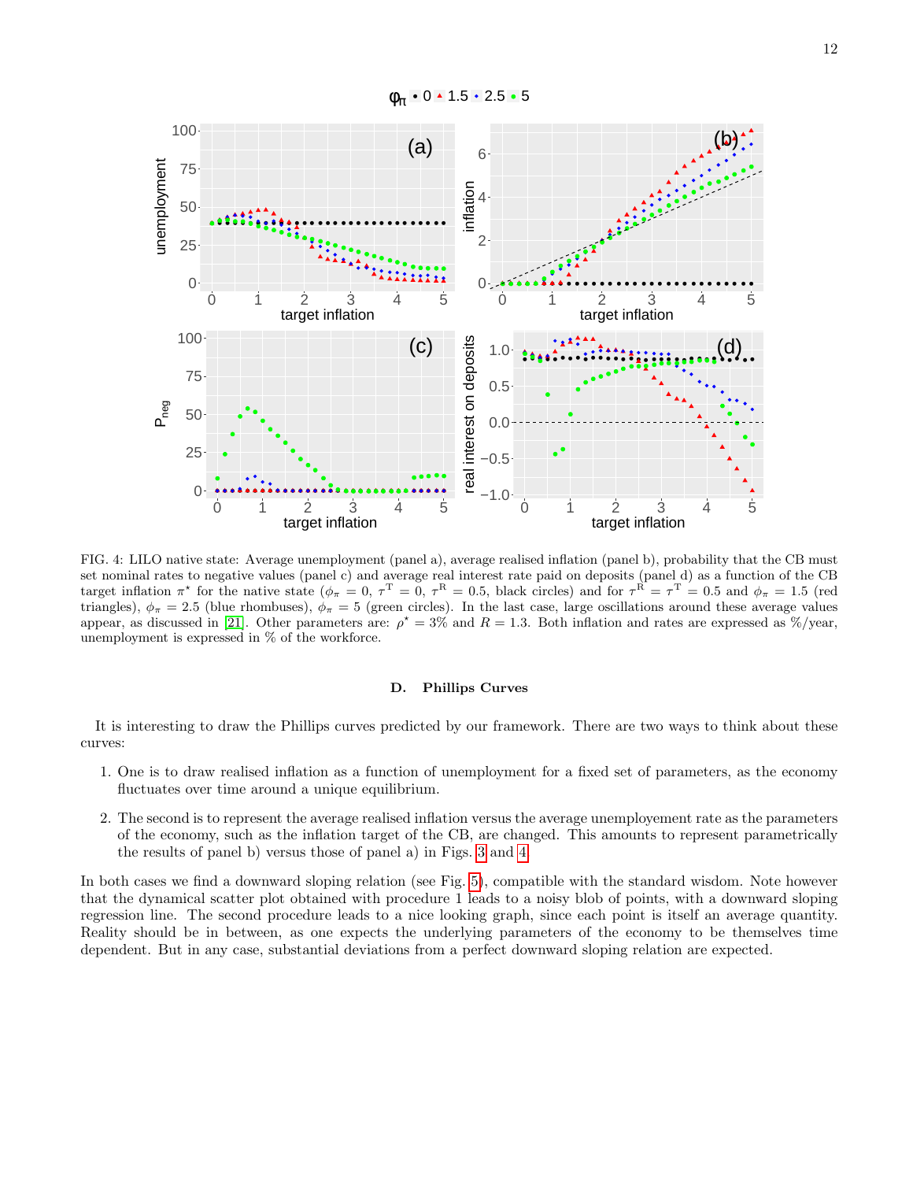FIG. 4: LILO native state: Average unemployment (panel a), average realised inflation (panel b), probability that the CB must set nominal rates to negative values (panel c) and average real interest rate paid on deposits (panel d) as a function of the CB target inflation $\pi^\star$ for the native state ($\phi_\pi = 0$, $\tau^{\rm T} = 0$, $\tau^{\rm R} = 0.5$, black circles) and for $\tau^{\rm R} = \tau^{\rm T} = 0.5$ and $\phi_\pi = 1.5$ (red triangles), $\phi_\pi = 2.5$ (blue rhombuses), $\phi_\pi = 5$ (green circles). In the last case, large oscillations around these average values appear, as discussed in [21]. Other parameters are: $\rho^\star = 3\%$ and $R = 1.3$. Both inflation and rates are expressed as %/year, unemployment is expressed in % of the workforce.

### D. Phillips Curves

It is interesting to draw the Phillips curves predicted by our framework. There are two ways to think about these curves:

1. One is to draw realised inflation as a function of unemployment for a fixed set of parameters, as the economy fluctuates over time around a unique equilibrium.
2. The second is to represent the average realised inflation versus the average unemployement rate as the parameters of the economy, such as the inflation target of the CB, are changed. This amounts to represent parametrically the results of panel b) versus those of panel a) in Figs. 3 and 4.

In both cases we find a downward sloping relation (see Fig. 5), compatible with the standard wisdom. Note however that the dynamical scatter plot obtained with procedure 1 leads to a noisy blob of points, with a downward sloping regression line. The second procedure leads to a nice looking graph, since each point is itself an average quantity. Reality should be in between, as one expects the underlying parameters of the economy to be themselves time dependent. But in any case, substantial deviations from a perfect downward sloping relation are expected.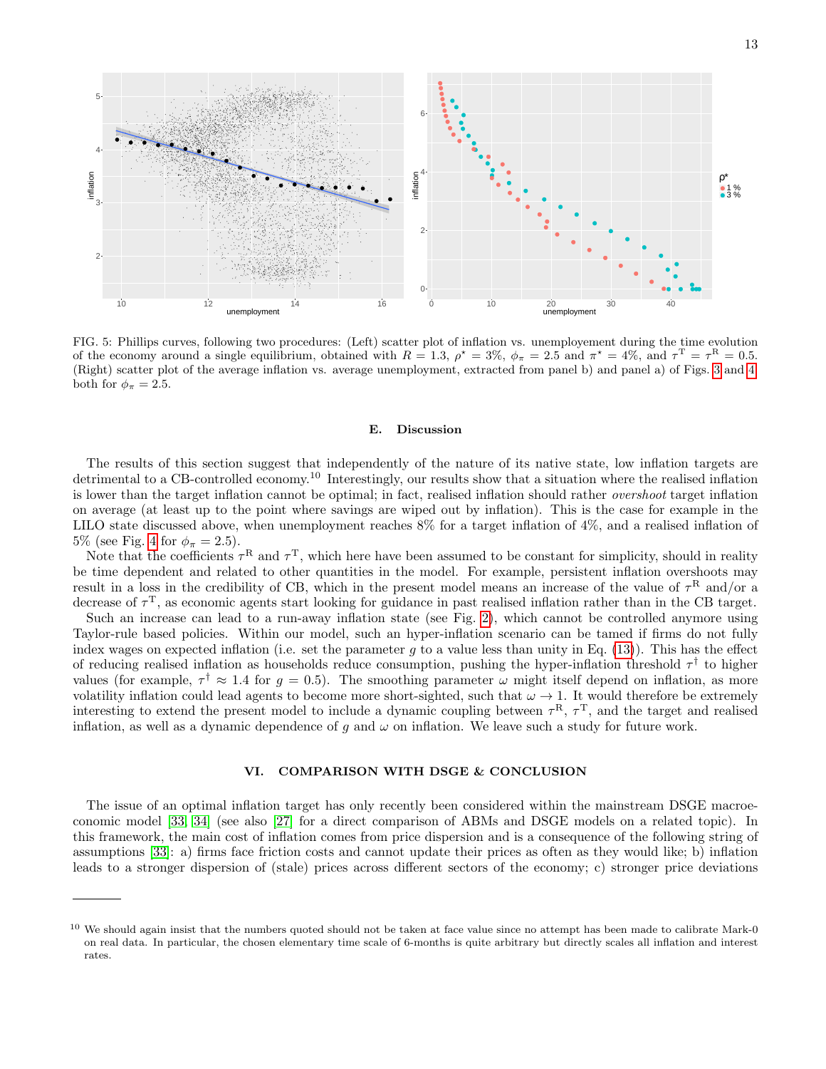FIG. 5: Phillips curves, following two procedures: (Left) scatter plot of inflation vs. unemployement during the time evolution of the economy around a single equilibrium, obtained with $R = 1.3$, $\rho^\star = 3\%$, $\phi_\pi = 2.5$ and $\pi^\star = 4\%$, and $\tau^{\rm T} = \tau^{\rm R} = 0.5$. (Right) scatter plot of the average inflation vs. average unemployment, extracted from panel b) and panel a) of Figs. 3 and 4, both for $\phi_\pi = 2.5$.

### E. Discussion

The results of this section suggest that independently of the nature of its native state, low inflation targets are detrimental to a CB-controlled economy.[10] Interestingly, our results show that a situation where the realised inflation is lower than the target inflation cannot be optimal; in fact, realised inflation should rather *overshoot* target inflation on average (at least up to the point where savings are wiped out by inflation). This is the case for example in the LILO state discussed above, when unemployment reaches 8% for a target inflation of 4%, and a realised inflation of 5% (see Fig. 4 for $\phi_\pi = 2.5$).

Note that the coefficients $\tau^{\rm R}$ and $\tau^{\rm T}$, which here have been assumed to be constant for simplicity, should in reality be time dependent and related to other quantities in the model. For example, persistent inflation overshoots may result in a loss in the credibility of CB, which in the present model means an increase of the value of $\tau^{\rm R}$ and/or a decrease of $\tau^{\rm T}$, as economic agents start looking for guidance in past realised inflation rather than in the CB target.

Such an increase can lead to a run-away inflation state (see Fig. 2), which cannot be controlled anymore using Taylor-rule based policies. Within our model, such an hyper-inflation scenario can be tamed if firms do not fully index wages on expected inflation (i.e. set the parameter $g$ to a value less than unity in Eq. (13)). This has the effect of reducing realised inflation as households reduce consumption, pushing the hyper-inflation threshold $\tau^\dagger$ to higher values (for example, $\tau^\dagger \approx 1.4$ for $g = 0.5$). The smoothing parameter $\omega$ might itself depend on inflation, as more volatility inflation could lead agents to become more short-sighted, such that $\omega \to 1$. It would therefore be extremely interesting to extend the present model to include a dynamic coupling between $\tau^{\rm R}$, $\tau^{\rm T}$, and the target and realised inflation, as well as a dynamic dependence of $g$ and $\omega$ on inflation. We leave such a study for future work.

## VI. COMPARISON WITH DSGE & CONCLUSION

The issue of an optimal inflation target has only recently been considered within the mainstream DSGE macroeconomic model [33, 34] (see also [27] for a direct comparison of ABMs and DSGE models on a related topic). In this framework, the main cost of inflation comes from price dispersion and is a consequence of the following string of assumptions [33]: a) firms face friction costs and cannot update their prices as often as they would like; b) inflation leads to a stronger dispersion of (stale) prices across different sectors of the economy; c) stronger price deviations

---

[10] We should again insist that the numbers quoted should not be taken at face value since no attempt has been made to calibrate Mark-0 on real data. In particular, the chosen elementary time scale of 6-months is quite arbitrary but directly scales all inflation and interest rates.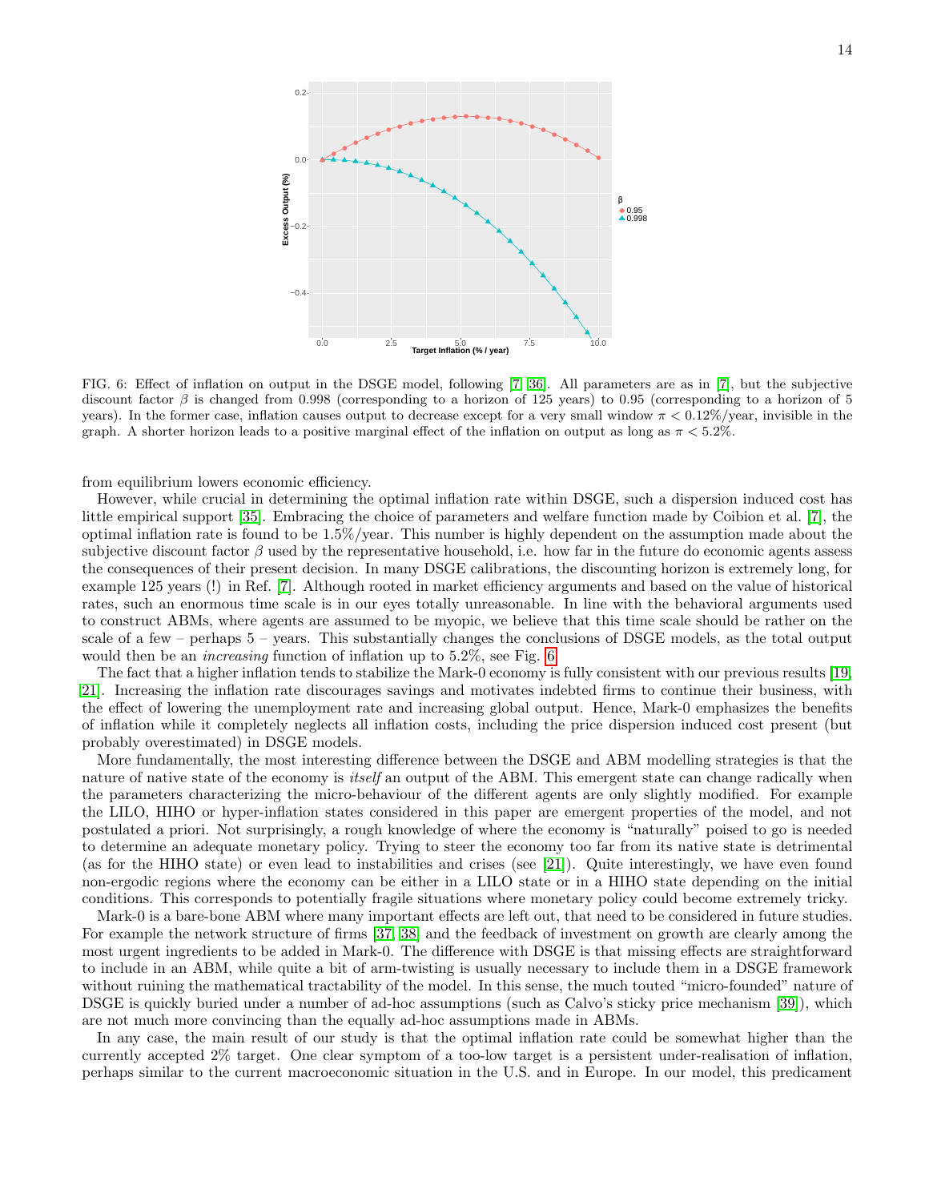FIG. 6: Effect of inflation on output in the DSGE model, following [7, 36]. All parameters are as in [7], but the subjective discount factor $\beta$ is changed from 0.998 (corresponding to a horizon of 125 years) to 0.95 (corresponding to a horizon of 5 years). In the former case, inflation causes output to decrease except for a very small window $\pi < 0.12\%$/year, invisible in the graph. A shorter horizon leads to a positive marginal effect of the inflation on output as long as $\pi < 5.2\%$.

from equilibrium lowers economic efficiency.

However, while crucial in determining the optimal inflation rate within DSGE, such a dispersion induced cost has little empirical support [35]. Embracing the choice of parameters and welfare function made by Coibion et al. [7], the optimal inflation rate is found to be 1.5%/year. This number is highly dependent on the assumption made about the subjective discount factor $\beta$ used by the representative household, i.e. how far in the future do economic agents assess the consequences of their present decision. In many DSGE calibrations, the discounting horizon is extremely long, for example 125 years (!) in Ref. [7]. Although rooted in market efficiency arguments and based on the value of historical rates, such an enormous time scale is in our eyes totally unreasonable. In line with the behavioral arguments used to construct ABMs, where agents are assumed to be myopic, we believe that this time scale should be rather on the scale of a few – perhaps 5 – years. This substantially changes the conclusions of DSGE models, as the total output would then be an *increasing* function of inflation up to 5.2%, see Fig. 6.

The fact that a higher inflation tends to stabilize the Mark-0 economy is fully consistent with our previous results [19, 21]. Increasing the inflation rate discourages savings and motivates indebted firms to continue their business, with the effect of lowering the unemployment rate and increasing global output. Hence, Mark-0 emphasizes the benefits of inflation while it completely neglects all inflation costs, including the price dispersion induced cost present (but probably overestimated) in DSGE models.

More fundamentally, the most interesting difference between the DSGE and ABM modelling strategies is that the nature of native state of the economy is *itself* an output of the ABM. This emergent state can change radically when the parameters characterizing the micro-behaviour of the different agents are only slightly modified. For example the LILO, HIHO or hyper-inflation states considered in this paper are emergent properties of the model, and not postulated a priori. Not surprisingly, a rough knowledge of where the economy is "naturally" poised to go is needed to determine an adequate monetary policy. Trying to steer the economy too far from its native state is detrimental (as for the HIHO state) or even lead to instabilities and crises (see [21]). Quite interestingly, we have even found non-ergodic regions where the economy can be either in a LILO state or in a HIHO state depending on the initial conditions. This corresponds to potentially fragile situations where monetary policy could become extremely tricky.

Mark-0 is a bare-bone ABM where many important effects are left out, that need to be considered in future studies. For example the network structure of firms [37, 38] and the feedback of investment on growth are clearly among the most urgent ingredients to be added in Mark-0. The difference with DSGE is that missing effects are straightforward to include in an ABM, while quite a bit of arm-twisting is usually necessary to include them in a DSGE framework without ruining the mathematical tractability of the model. In this sense, the much touted "micro-founded" nature of DSGE is quickly buried under a number of ad-hoc assumptions (such as Calvo's sticky price mechanism [39]), which are not much more convincing than the equally ad-hoc assumptions made in ABMs.

In any case, the main result of our study is that the optimal inflation rate could be somewhat higher than the currently accepted 2% target. One clear symptom of a too-low target is a persistent under-realisation of inflation, perhaps similar to the current macroeconomic situation in the U.S. and in Europe. In our model, this predicament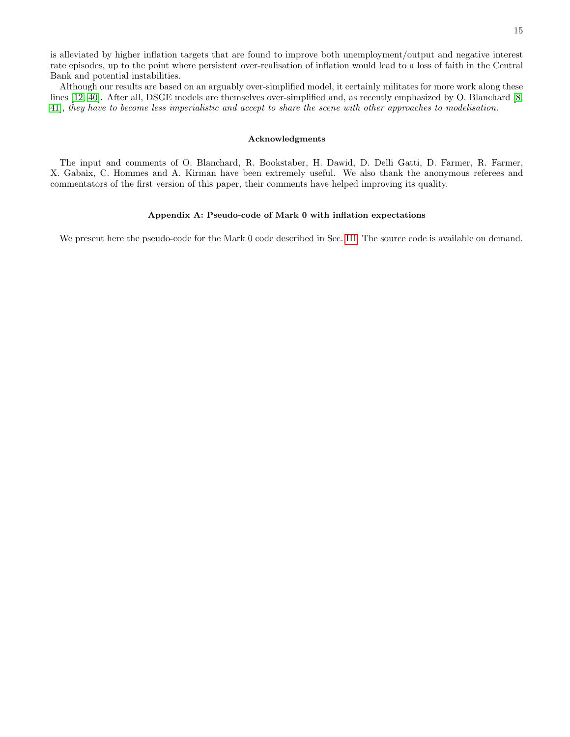is alleviated by higher inflation targets that are found to improve both unemployment/output and negative interest rate episodes, up to the point where persistent over-realisation of inflation would lead to a loss of faith in the Central Bank and potential instabilities.

Although our results are based on an arguably over-simplified model, it certainly militates for more work along these lines [12, 40]. After all, DSGE models are themselves over-simplified and, as recently emphasized by O. Blanchard [8, 41], *they have to become less imperialistic and accept to share the scene with other approaches to modelisation.*

### Acknowledgments

The input and comments of O. Blanchard, R. Bookstaber, H. Dawid, D. Delli Gatti, D. Farmer, R. Farmer, X. Gabaix, C. Hommes and A. Kirman have been extremely useful. We also thank the anonymous referees and commentators of the first version of this paper, their comments have helped improving its quality.

### Appendix A: Pseudo-code of Mark 0 with inflation expectations

We present here the pseudo-code for the Mark 0 code described in Sec. III. The source code is available on demand.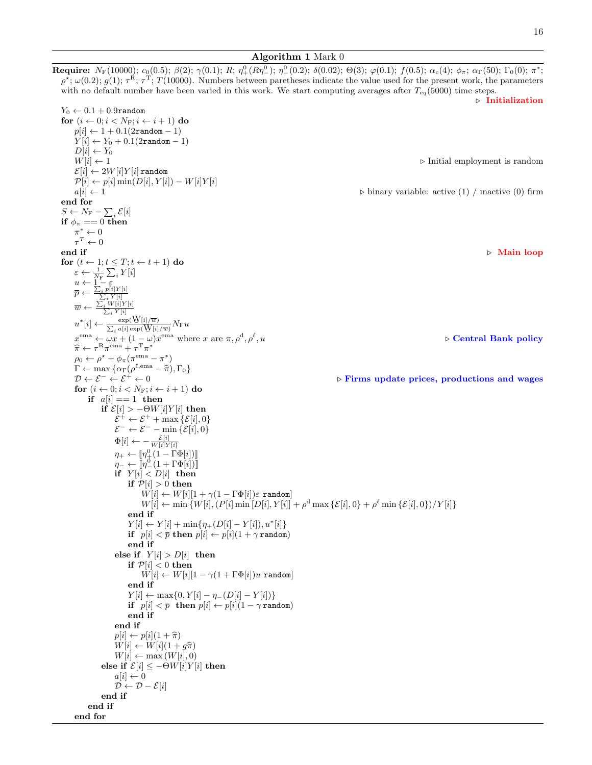**Algorithm 1** Mark 0

**Require:** $N_\mathrm{F}(10000)$; $c_0(0.5)$; $\beta(2)$; $\gamma(0.1)$; $R$; $\eta^0_+(R\eta^0_-)$; $\eta^0_-(0.2)$; $\delta(0.02)$; $\Theta(3)$; $\varphi(0.1)$; $f(0.5)$; $\alpha_c(4)$; $\phi_\pi$; $\alpha_\Gamma(50)$; $\Gamma_0(0)$; $\pi^*$; $\rho^\star$; $\omega(0.2)$; $g(1)$; $\tau^\mathrm{R}$; $\tau^\mathrm{T}$; $T(10000)$. Numbers between paretheses indicate the value used for the present work, the parameters with no default number have been varied in this work. We start computing averages after $T_{eq}(5000)$ time steps.

▷ **Initialization**

```
Y_0 ← 0.1 + 0.9random
for (i ← 0; i < N_F; i ← i + 1) do
    p[i] ← 1 + 0.1(2random − 1)
    Y[i] ← Y_0 + 0.1(2random − 1)
    D[i] ← Y_0
    W[i] ← 1                                          ▷ Initial employment is random
    E[i] ← 2W[i]Y[i] random
    P[i] ← p[i] min(D[i], Y[i]) − W[i]Y[i]
    a[i] ← 1                     ▷ binary variable: active (1) / inactive (0) firm
end for
S ← N_F − Σ_i E[i]
if φ_π == 0 then
    π* ← 0
    τ^T ← 0
end if                                                ▷ Main loop
for (t ← 1; t ≤ T; t ← t + 1) do
    ε ← (1/N_F) Σ_i Y[i]
    u ← 1 − ε
    p̄ ← Σ_i p[i]Y[i] / Σ_i Y[i]
    w̄ ← Σ_i W[i]Y[i] / Σ_i Y[i]
    u*[i] ← exp(W[i]/w̄) / Σ_i a[i] exp(W[i]/w̄) · N_F u
    x^ema ← ωx + (1 − ω)x^ema where x are π, ρ^d, ρ^ℓ, u     ▷ Central Bank policy
    π̂ ← τ^R π^ema + τ^T π*
    ρ_0 ← ρ* + φ_π(π^ema − π*)
    Γ ← max{α_Γ(ρ^{ℓ,ema} − π̂), Γ_0}
    D ← E^− ← E^+ ← 0              ▷ Firms update prices, productions and wages
    for (i ← 0; i < N_F; i ← i + 1) do
        if a[i] == 1 then
            if E[i] > −ΘW[i]Y[i] then
                E^+ ← E^+ + max{E[i], 0}
                E^− ← E^− − min{E[i], 0}
                Φ[i] ← − E[i] / (W[i]Y[i])
                η_+ ← ⟦η^0_+(1 − ΓΦ[i])⟧
                η_− ← ⟦η^0_−(1 + ΓΦ[i])⟧
                if Y[i] < D[i] then
                    if P[i] > 0 then
                        W[i] ← W[i][1 + γ(1 − ΓΦ[i])ε random]
                        W[i] ← min{W[i], (P[i] min[D[i], Y[i]] + ρ^d max{E[i], 0} + ρ^ℓ min{E[i], 0})/Y[i]}
                    end if
                    Y[i] ← Y[i] + min{η_+(D[i] − Y[i]), u*[i]}
                    if p[i] < p̄ then p[i] ← p[i](1 + γ random)
                    end if
                else if Y[i] > D[i] then
                    if P[i] < 0 then
                        W[i] ← W[i][1 − γ(1 + ΓΦ[i])u random]
                    end if
                    Y[i] ← max{0, Y[i] − η_−(D[i] − Y[i])}
                    if p[i] < p̄ then p[i] ← p[i](1 − γ random)
                    end if
                end if
                p[i] ← p[i](1 + π̂)
                W[i] ← W[i](1 + gπ̂)
                W[i] ← max(W[i], 0)
            else if E[i] ≤ −ΘW[i]Y[i] then
                a[i] ← 0
                D ← D − E[i]
            end if
        end if
    end for
```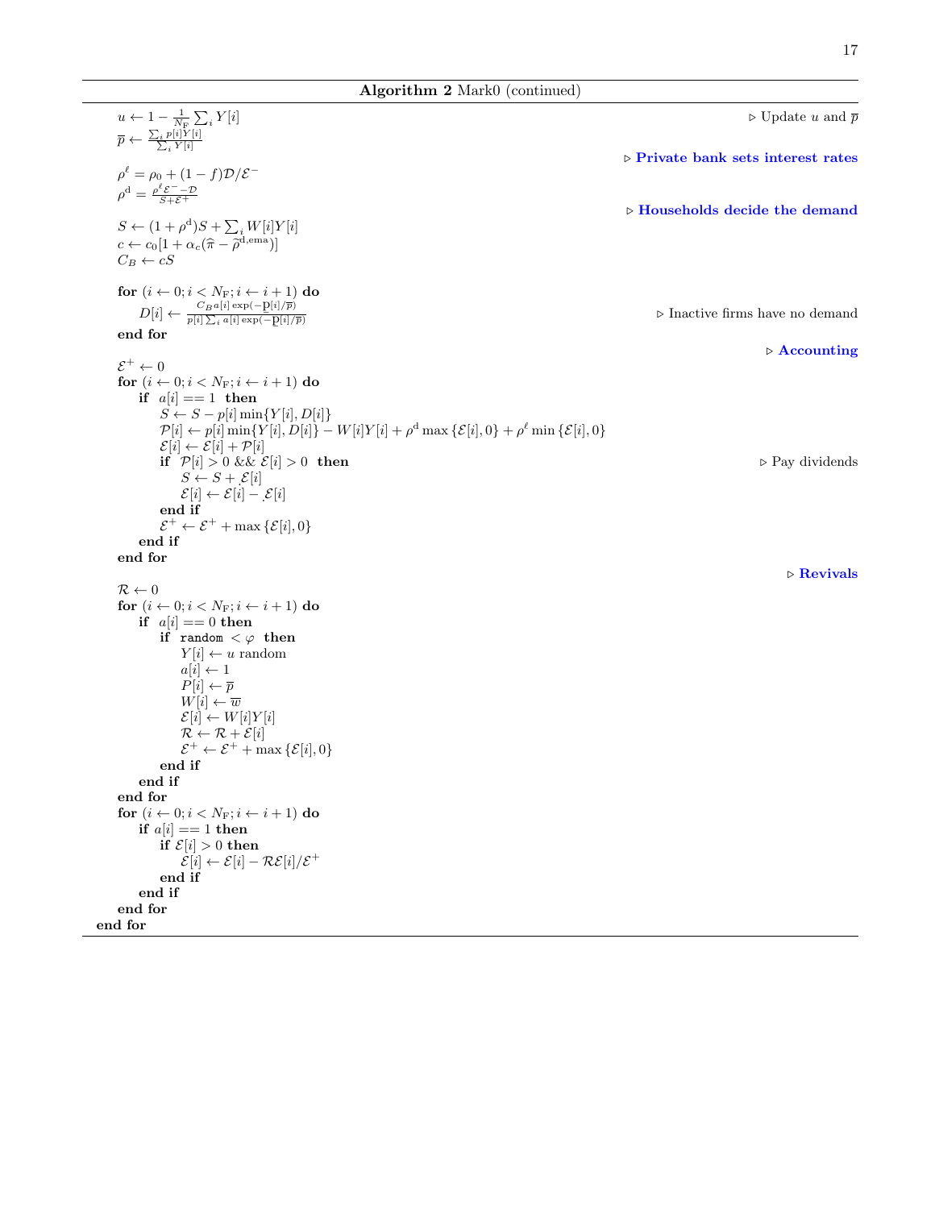**Algorithm 2** Mark0 (continued)

```
    u ← 1 − (1/N_F) Σ_i Y[i]                                                  ▷ Update u and p̄
    p̄ ← Σ_i p[i]Y[i] / Σ_i Y[i]
                                                                  ▷ Private bank sets interest rates
    ρ^ℓ = ρ_0 + (1 − f)𝒟/ℰ^−
    ρ^d = (ρ^ℓ ℰ^− − 𝒟) / (S + ℰ^+)
                                                                  ▷ Households decide the demand
    S ← (1 + ρ^d)S + Σ_i W[i]Y[i]
    c ← c_0[1 + α_c(π̂ − ρ̃^{d,ema})]
    C_B ← cS

    for (i ← 0; i < N_F; i ← i + 1) do
        D[i] ← C_B a[i] exp(−β p[i]/p̄) / (p[i] Σ_i a[i] exp(−β p[i]/p̄))   ▷ Inactive firms have no demand
    end for
                                                                  ▷ Accounting
    ℰ^+ ← 0
    for (i ← 0; i < N_F; i ← i + 1) do
        if a[i] == 1 then
            S ← S − p[i] min{Y[i], D[i]}
            𝒫[i] ← p[i] min{Y[i], D[i]} − W[i]Y[i] + ρ^d max{ℰ[i], 0} + ρ^ℓ min{ℰ[i], 0}
            ℰ[i] ← ℰ[i] + 𝒫[i]
            if 𝒫[i] > 0 && ℰ[i] > 0 then                              ▷ Pay dividends
                S ← S + δ ℰ[i]
                ℰ[i] ← ℰ[i] − δ ℰ[i]
            end if
            ℰ^+ ← ℰ^+ + max{ℰ[i], 0}
        end if
    end for
                                                                  ▷ Revivals
    ℛ ← 0
    for (i ← 0; i < N_F; i ← i + 1) do
        if a[i] == 0 then
            if random < φ then
                Y[i] ← u random
                a[i] ← 1
                P[i] ← p̄
                W[i] ← w̄
                ℰ[i] ← W[i]Y[i]
                ℛ ← ℛ + ℰ[i]
                ℰ^+ ← ℰ^+ + max{ℰ[i], 0}
            end if
        end if
    end for
    for (i ← 0; i < N_F; i ← i + 1) do
        if a[i] == 1 then
            if ℰ[i] > 0 then
                ℰ[i] ← ℰ[i] − ℛ ℰ[i]/ℰ^+
            end if
        end if
    end for
end for
```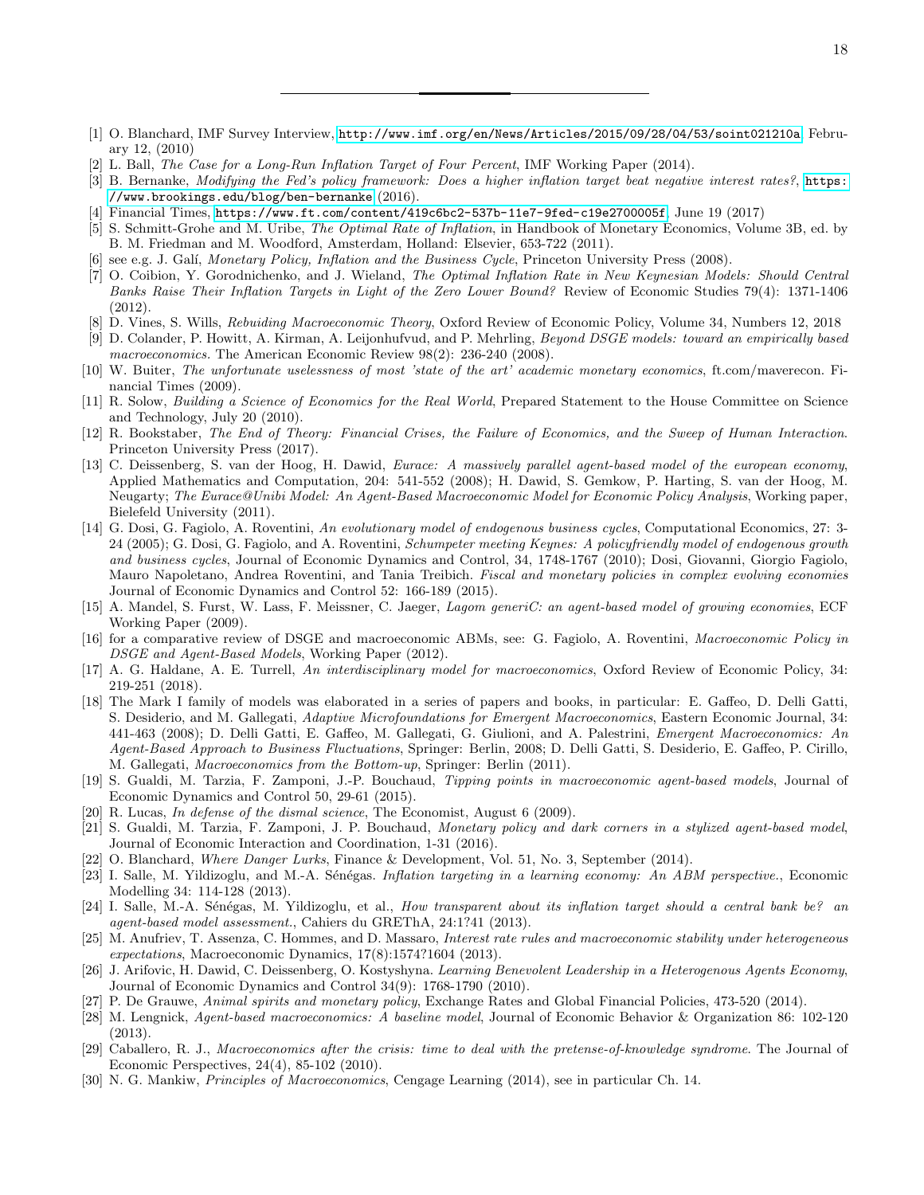---

[1] O. Blanchard, IMF Survey Interview, http://www.imf.org/en/News/Articles/2015/09/28/04/53/soint021210a February 12, (2010)

[2] L. Ball, *The Case for a Long-Run Inflation Target of Four Percent*, IMF Working Paper (2014).

[3] B. Bernanke, *Modifying the Fed's policy framework: Does a higher inflation target beat negative interest rates?*, https://www.brookings.edu/blog/ben-bernanke (2016).

[4] Financial Times, https://www.ft.com/content/419c6bc2-537b-11e7-9fed-c19e2700005f, June 19 (2017)

[5] S. Schmitt-Grohe and M. Uribe, *The Optimal Rate of Inflation*, in Handbook of Monetary Economics, Volume 3B, ed. by B. M. Friedman and M. Woodford, Amsterdam, Holland: Elsevier, 653-722 (2011).

[6] see e.g. J. Galí, *Monetary Policy, Inflation and the Business Cycle*, Princeton University Press (2008).

[7] O. Coibion, Y. Gorodnichenko, and J. Wieland, *The Optimal Inflation Rate in New Keynesian Models: Should Central Banks Raise Their Inflation Targets in Light of the Zero Lower Bound?* Review of Economic Studies 79(4): 1371-1406 (2012).

[8] D. Vines, S. Wills, *Rebuiding Macroeconomic Theory*, Oxford Review of Economic Policy, Volume 34, Numbers 12, 2018

[9] D. Colander, P. Howitt, A. Kirman, A. Leijonhufvud, and P. Mehrling, *Beyond DSGE models: toward an empirically based macroeconomics.* The American Economic Review 98(2): 236-240 (2008).

[10] W. Buiter, *The unfortunate uselessness of most 'state of the art' academic monetary economics*, ft.com/maverecon. Financial Times (2009).

[11] R. Solow, *Building a Science of Economics for the Real World*, Prepared Statement to the House Committee on Science and Technology, July 20 (2010).

[12] R. Bookstaber, *The End of Theory: Financial Crises, the Failure of Economics, and the Sweep of Human Interaction*. Princeton University Press (2017).

[13] C. Deissenberg, S. van der Hoog, H. Dawid, *Eurace: A massively parallel agent-based model of the european economy*, Applied Mathematics and Computation, 204: 541-552 (2008); H. Dawid, S. Gemkow, P. Harting, S. van der Hoog, M. Neugarty; *The Eurace@Unibi Model: An Agent-Based Macroeconomic Model for Economic Policy Analysis*, Working paper, Bielefeld University (2011).

[14] G. Dosi, G. Fagiolo, A. Roventini, *An evolutionary model of endogenous business cycles*, Computational Economics, 27: 3-24 (2005); G. Dosi, G. Fagiolo, and A. Roventini, *Schumpeter meeting Keynes: A policyfriendly model of endogenous growth and business cycles*, Journal of Economic Dynamics and Control, 34, 1748-1767 (2010); Dosi, Giovanni, Giorgio Fagiolo, Mauro Napoletano, Andrea Roventini, and Tania Treibich. *Fiscal and monetary policies in complex evolving economies* Journal of Economic Dynamics and Control 52: 166-189 (2015).

[15] A. Mandel, S. Furst, W. Lass, F. Meissner, C. Jaeger, *Lagom generiC: an agent-based model of growing economies*, ECF Working Paper (2009).

[16] for a comparative review of DSGE and macroeconomic ABMs, see: G. Fagiolo, A. Roventini, *Macroeconomic Policy in DSGE and Agent-Based Models*, Working Paper (2012).

[17] A. G. Haldane, A. E. Turrell, *An interdisciplinary model for macroeconomics*, Oxford Review of Economic Policy, 34: 219-251 (2018).

[18] The Mark I family of models was elaborated in a series of papers and books, in particular: E. Gaffeo, D. Delli Gatti, S. Desiderio, and M. Gallegati, *Adaptive Microfoundations for Emergent Macroeconomics*, Eastern Economic Journal, 34: 441-463 (2008); D. Delli Gatti, E. Gaffeo, M. Gallegati, G. Giulioni, and A. Palestrini, *Emergent Macroeconomics: An Agent-Based Approach to Business Fluctuations*, Springer: Berlin, 2008; D. Delli Gatti, S. Desiderio, E. Gaffeo, P. Cirillo, M. Gallegati, *Macroeconomics from the Bottom-up*, Springer: Berlin (2011).

[19] S. Gualdi, M. Tarzia, F. Zamponi, J.-P. Bouchaud, *Tipping points in macroeconomic agent-based models*, Journal of Economic Dynamics and Control 50, 29-61 (2015).

[20] R. Lucas, *In defense of the dismal science*, The Economist, August 6 (2009).

[21] S. Gualdi, M. Tarzia, F. Zamponi, J. P. Bouchaud, *Monetary policy and dark corners in a stylized agent-based model*, Journal of Economic Interaction and Coordination, 1-31 (2016).

[22] O. Blanchard, *Where Danger Lurks*, Finance & Development, Vol. 51, No. 3, September (2014).

[23] I. Salle, M. Yildizoglu, and M.-A. Sénégas. *Inflation targeting in a learning economy: An ABM perspective.*, Economic Modelling 34: 114-128 (2013).

[24] I. Salle, M.-A. Sénégas, M. Yildizoglu, et al., *How transparent about its inflation target should a central bank be? an agent-based model assessment.*, Cahiers du GREThA, 24:1?41 (2013).

[25] M. Anufriev, T. Assenza, C. Hommes, and D. Massaro, *Interest rate rules and macroeconomic stability under heterogeneous expectations*, Macroeconomic Dynamics, 17(8):1574?1604 (2013).

[26] J. Arifovic, H. Dawid, C. Deissenberg, O. Kostyshyna. *Learning Benevolent Leadership in a Heterogenous Agents Economy*, Journal of Economic Dynamics and Control 34(9): 1768-1790 (2010).

[27] P. De Grauwe, *Animal spirits and monetary policy*, Exchange Rates and Global Financial Policies, 473-520 (2014).

[28] M. Lengnick, *Agent-based macroeconomics: A baseline model*, Journal of Economic Behavior & Organization 86: 102-120 (2013).

[29] Caballero, R. J., *Macroeconomics after the crisis: time to deal with the pretense-of-knowledge syndrome.* The Journal of Economic Perspectives, 24(4), 85-102 (2010).

[30] N. G. Mankiw, *Principles of Macroeconomics*, Cengage Learning (2014), see in particular Ch. 14.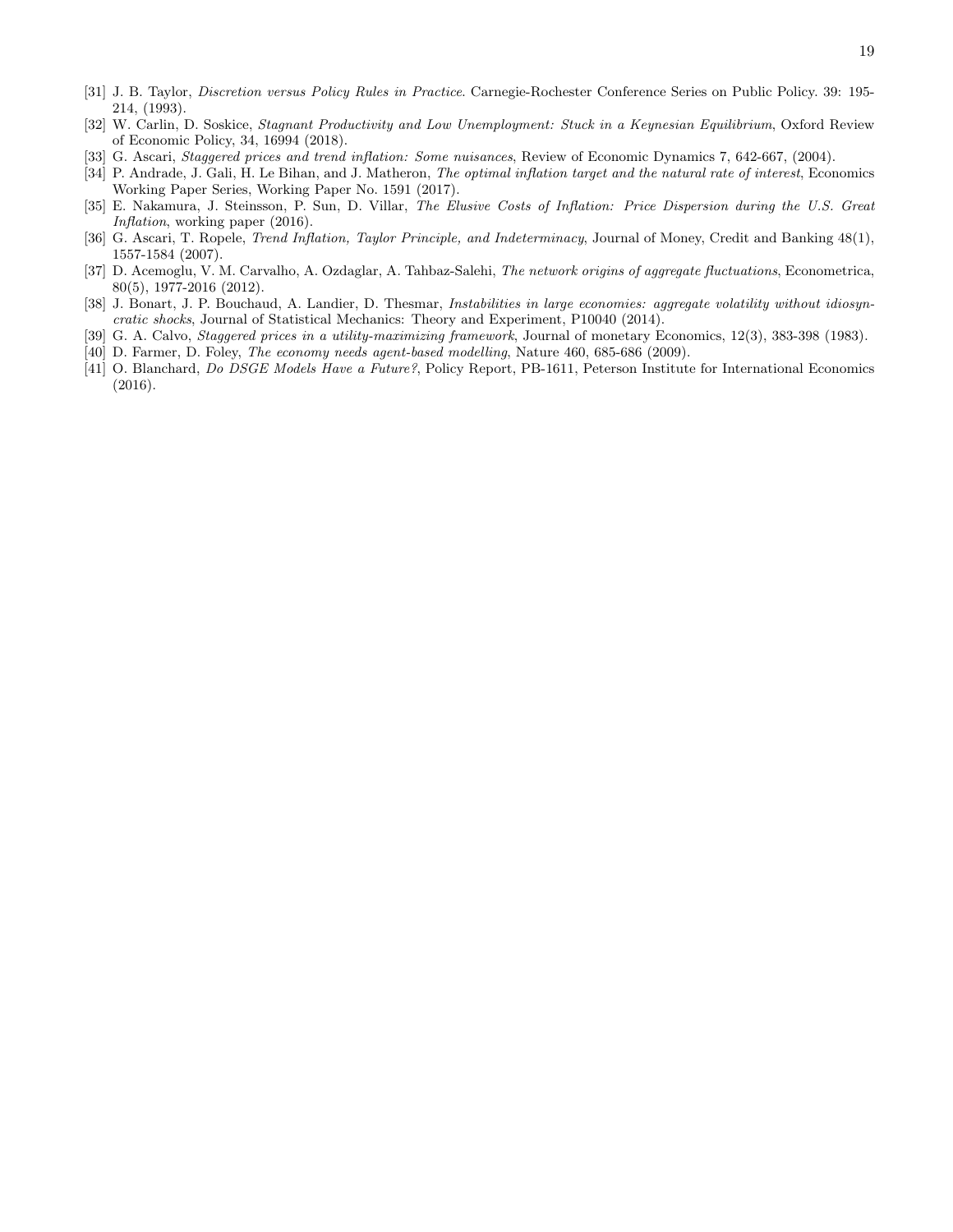[31] J. B. Taylor, *Discretion versus Policy Rules in Practice*. Carnegie-Rochester Conference Series on Public Policy. 39: 195-214, (1993).

[32] W. Carlin, D. Soskice, *Stagnant Productivity and Low Unemployment: Stuck in a Keynesian Equilibrium*, Oxford Review of Economic Policy, 34, 16994 (2018).

[33] G. Ascari, *Staggered prices and trend inflation: Some nuisances*, Review of Economic Dynamics 7, 642-667, (2004).

[34] P. Andrade, J. Gali, H. Le Bihan, and J. Matheron, *The optimal inflation target and the natural rate of interest*, Economics Working Paper Series, Working Paper No. 1591 (2017).

[35] E. Nakamura, J. Steinsson, P. Sun, D. Villar, *The Elusive Costs of Inflation: Price Dispersion during the U.S. Great Inflation*, working paper (2016).

[36] G. Ascari, T. Ropele, *Trend Inflation, Taylor Principle, and Indeterminacy*, Journal of Money, Credit and Banking 48(1), 1557-1584 (2007).

[37] D. Acemoglu, V. M. Carvalho, A. Ozdaglar, A. Tahbaz-Salehi, *The network origins of aggregate fluctuations*, Econometrica, 80(5), 1977-2016 (2012).

[38] J. Bonart, J. P. Bouchaud, A. Landier, D. Thesmar, *Instabilities in large economies: aggregate volatility without idiosyncratic shocks*, Journal of Statistical Mechanics: Theory and Experiment, P10040 (2014).

[39] G. A. Calvo, *Staggered prices in a utility-maximizing framework*, Journal of monetary Economics, 12(3), 383-398 (1983).

[40] D. Farmer, D. Foley, *The economy needs agent-based modelling*, Nature 460, 685-686 (2009).

[41] O. Blanchard, *Do DSGE Models Have a Future?*, Policy Report, PB-1611, Peterson Institute for International Economics (2016).